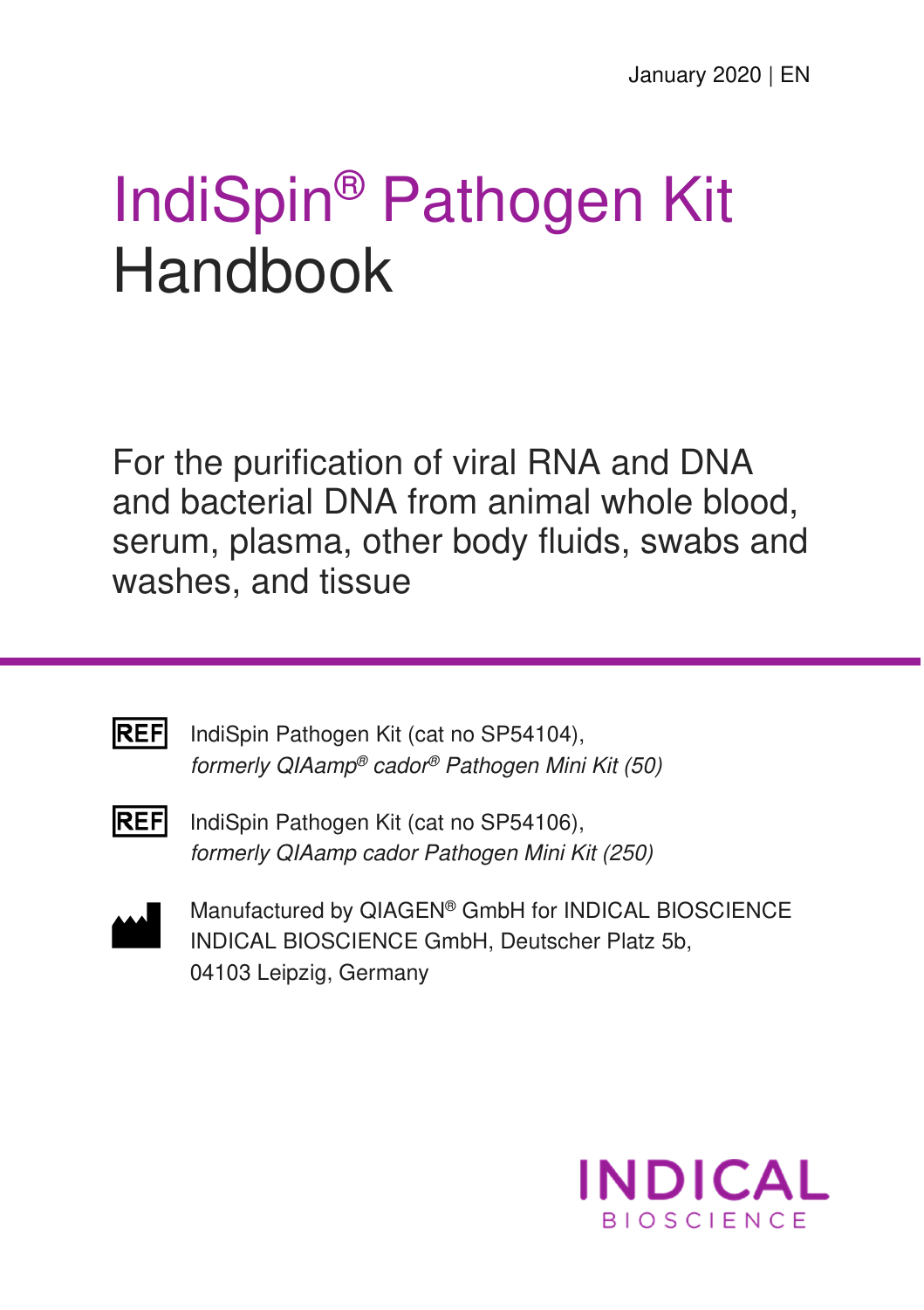January 2020 | EN

# IndiSpin® Pathogen Kit Handbook

For the purification of viral RNA and DNA and bacterial DNA from animal whole blood, serum, plasma, other body fluids, swabs and washes, and tissue

REF IndiSpin Pathogen Kit (cat no SP54104),
*formerly QIAamp® cador® Pathogen Mini Kit (50)*

REF IndiSpin Pathogen Kit (cat no SP54106),
*formerly QIAamp cador Pathogen Mini Kit (250)*

Manufactured by QIAGEN® GmbH for INDICAL BIOSCIENCE
INDICAL BIOSCIENCE GmbH, Deutscher Platz 5b,
04103 Leipzig, Germany

INDICAL BIOSCIENCE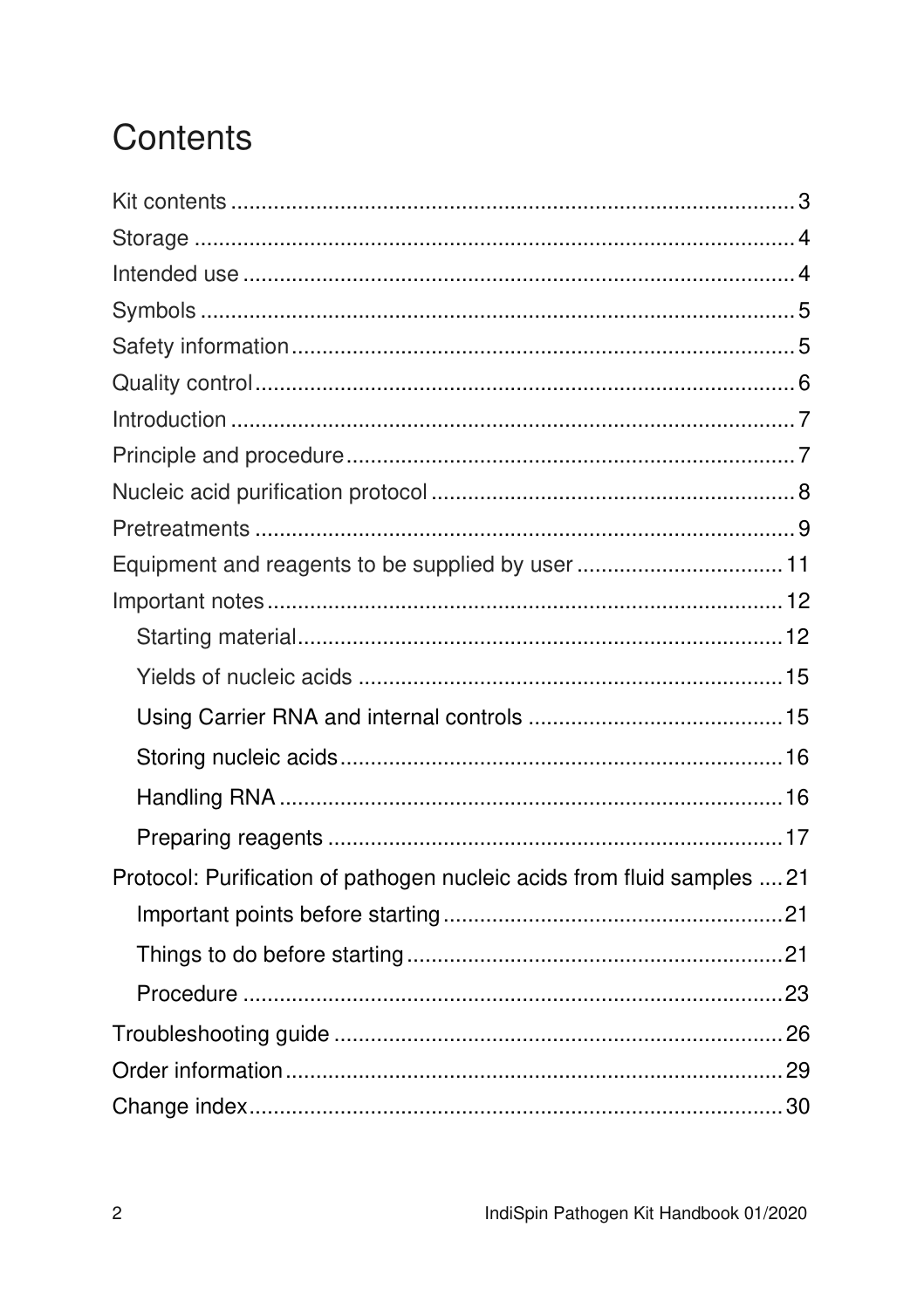# Contents

Kit contents ........................................................................................ 3
Storage ................................................................................................ 4
Intended use ......................................................................................... 4
Symbols ................................................................................................ 5
Safety information ................................................................................ 5
Quality control ...................................................................................... 6
Introduction .......................................................................................... 7
Principle and procedure ....................................................................... 7
Nucleic acid purification protocol ......................................................... 8
Pretreatments ....................................................................................... 9
Equipment and reagents to be supplied by user ................................. 11
Important notes ................................................................................... 12
  Starting material ............................................................................... 12
  Yields of nucleic acids ..................................................................... 15
  Using Carrier RNA and internal controls .......................................... 15
  Storing nucleic acids ........................................................................ 16
  Handling RNA .................................................................................. 16
  Preparing reagents .......................................................................... 17
Protocol: Purification of pathogen nucleic acids from fluid samples .... 21
  Important points before starting ....................................................... 21
  Things to do before starting ............................................................. 21
  Procedure ........................................................................................ 23
Troubleshooting guide ........................................................................ 26
Order information ................................................................................ 29
Change index ...................................................................................... 30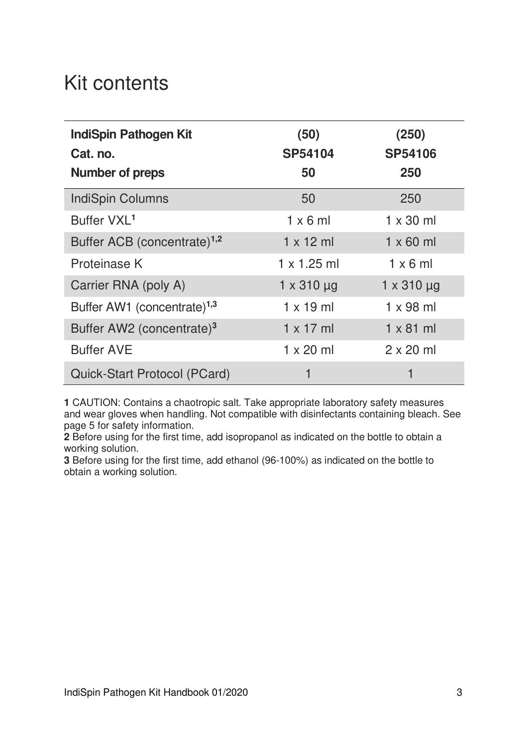# Kit contents

| IndiSpin Pathogen Kit<br>Cat. no.<br>Number of preps | (50)<br>SP54104<br>50 | (250)<br>SP54106<br>250 |
|---|---|---|
| IndiSpin Columns | 50 | 250 |
| Buffer VXL[1] | 1 x 6 ml | 1 x 30 ml |
| Buffer ACB (concentrate)[1,2] | 1 x 12 ml | 1 x 60 ml |
| Proteinase K | 1 x 1.25 ml | 1 x 6 ml |
| Carrier RNA (poly A) | 1 x 310 µg | 1 x 310 µg |
| Buffer AW1 (concentrate)[1,3] | 1 x 19 ml | 1 x 98 ml |
| Buffer AW2 (concentrate)[3] | 1 x 17 ml | 1 x 81 ml |
| Buffer AVE | 1 x 20 ml | 2 x 20 ml |
| Quick-Start Protocol (PCard) | 1 | 1 |

**1** CAUTION: Contains a chaotropic salt. Take appropriate laboratory safety measures and wear gloves when handling. Not compatible with disinfectants containing bleach. See page 5 for safety information.
**2** Before using for the first time, add isopropanol as indicated on the bottle to obtain a working solution.
**3** Before using for the first time, add ethanol (96-100%) as indicated on the bottle to obtain a working solution.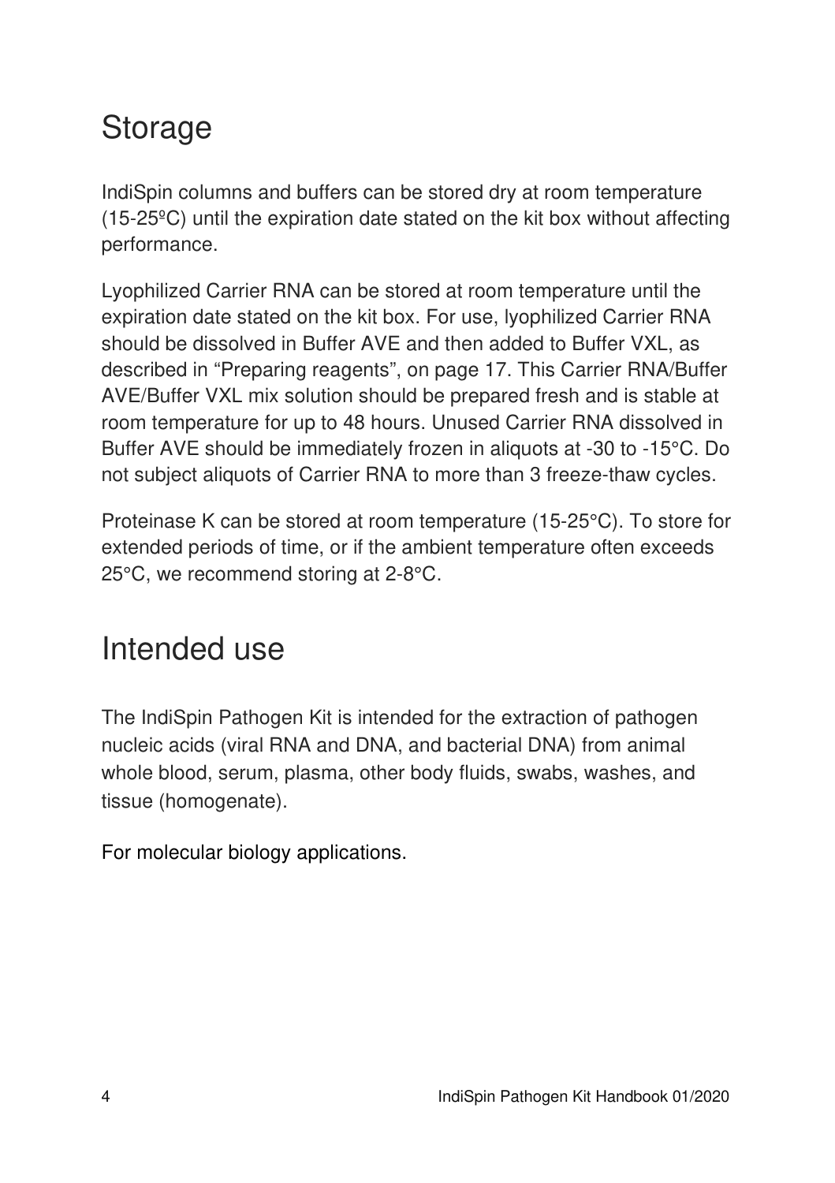# Storage

IndiSpin columns and buffers can be stored dry at room temperature (15-25ºC) until the expiration date stated on the kit box without affecting performance.

Lyophilized Carrier RNA can be stored at room temperature until the expiration date stated on the kit box. For use, lyophilized Carrier RNA should be dissolved in Buffer AVE and then added to Buffer VXL, as described in “Preparing reagents”, on page 17. This Carrier RNA/Buffer AVE/Buffer VXL mix solution should be prepared fresh and is stable at room temperature for up to 48 hours. Unused Carrier RNA dissolved in Buffer AVE should be immediately frozen in aliquots at -30 to -15°C. Do not subject aliquots of Carrier RNA to more than 3 freeze-thaw cycles.

Proteinase K can be stored at room temperature (15-25°C). To store for extended periods of time, or if the ambient temperature often exceeds 25°C, we recommend storing at 2-8°C.

# Intended use

The IndiSpin Pathogen Kit is intended for the extraction of pathogen nucleic acids (viral RNA and DNA, and bacterial DNA) from animal whole blood, serum, plasma, other body fluids, swabs, washes, and tissue (homogenate).

For molecular biology applications.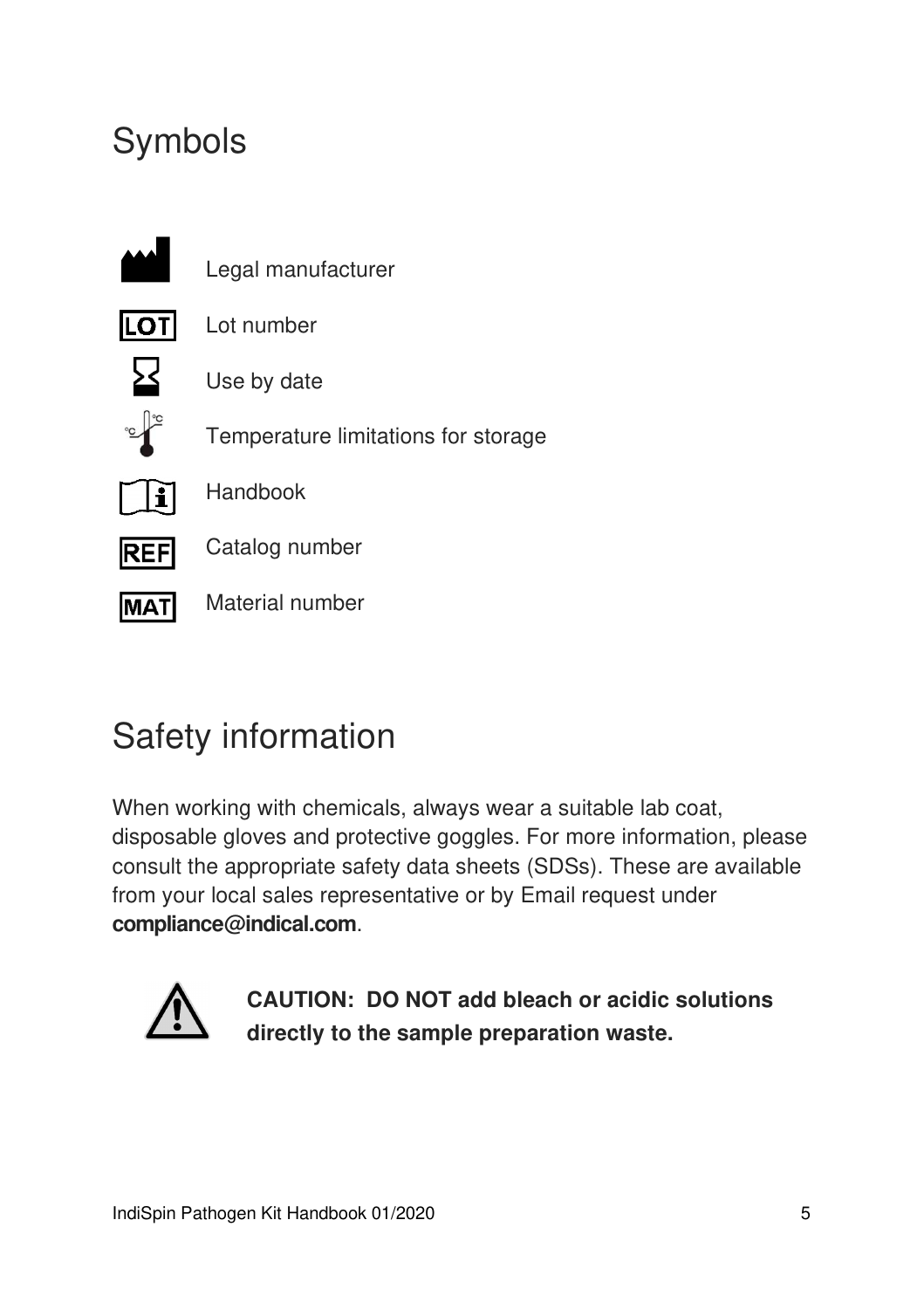# Symbols

| Symbol | Meaning |
| --- | --- |
| | Legal manufacturer |
| LOT | Lot number |
| | Use by date |
| | Temperature limitations for storage |
| | Handbook |
| REF | Catalog number |
| MAT | Material number |

# Safety information

When working with chemicals, always wear a suitable lab coat, disposable gloves and protective goggles. For more information, please consult the appropriate safety data sheets (SDSs). These are available from your local sales representative or by Email request under **compliance@indical.com**.

**CAUTION: DO NOT add bleach or acidic solutions directly to the sample preparation waste.**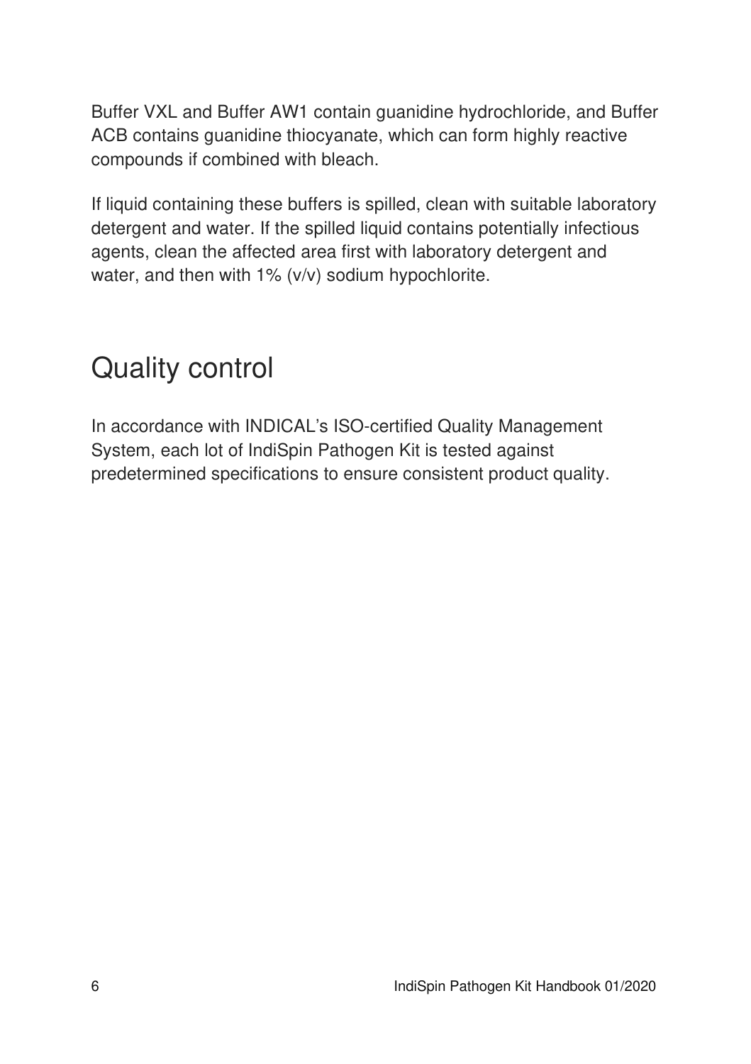Buffer VXL and Buffer AW1 contain guanidine hydrochloride, and Buffer ACB contains guanidine thiocyanate, which can form highly reactive compounds if combined with bleach.

If liquid containing these buffers is spilled, clean with suitable laboratory detergent and water. If the spilled liquid contains potentially infectious agents, clean the affected area first with laboratory detergent and water, and then with 1% (v/v) sodium hypochlorite.

# Quality control

In accordance with INDICAL's ISO-certified Quality Management System, each lot of IndiSpin Pathogen Kit is tested against predetermined specifications to ensure consistent product quality.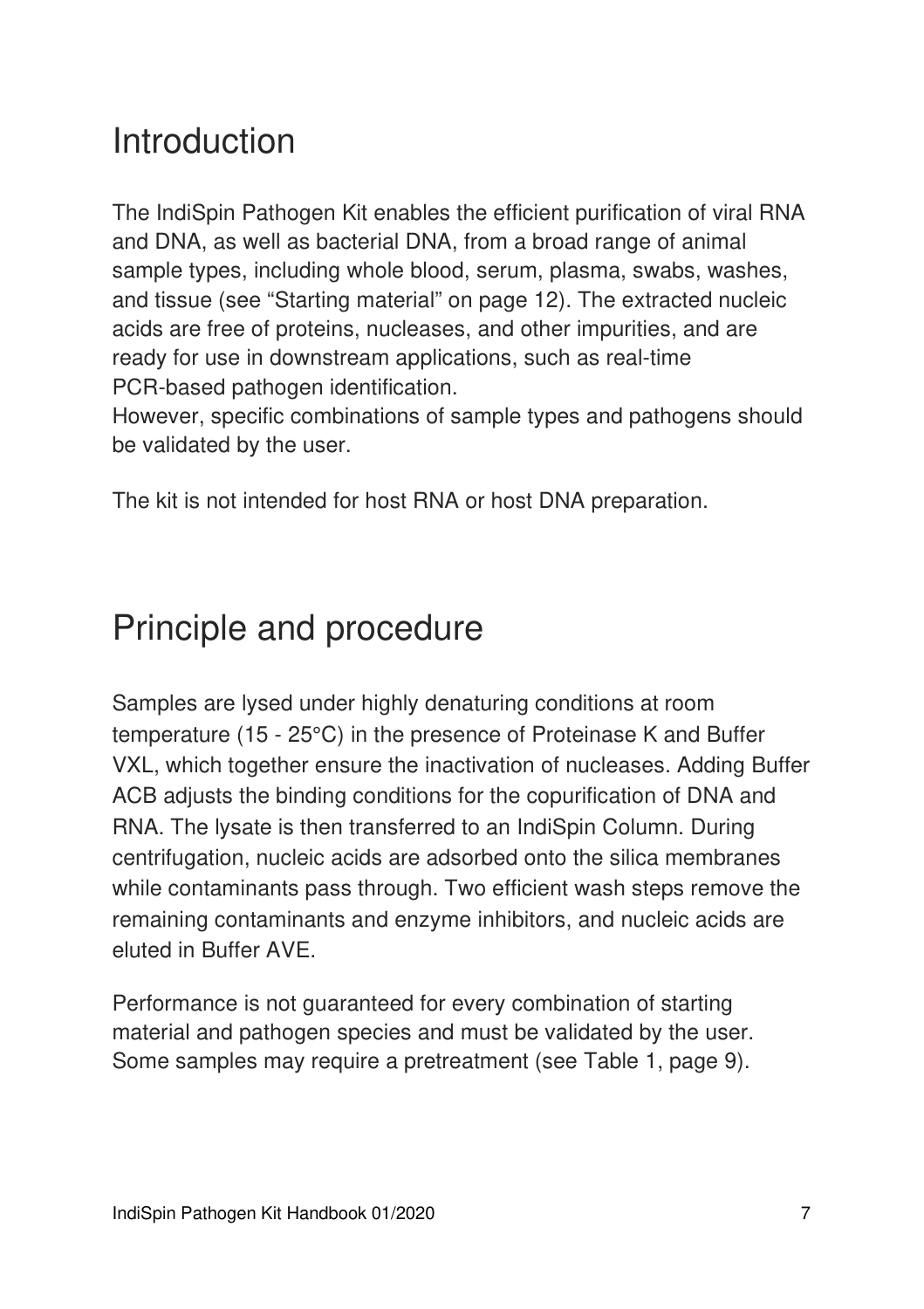# Introduction

The IndiSpin Pathogen Kit enables the efficient purification of viral RNA and DNA, as well as bacterial DNA, from a broad range of animal sample types, including whole blood, serum, plasma, swabs, washes, and tissue (see "Starting material" on page 12). The extracted nucleic acids are free of proteins, nucleases, and other impurities, and are ready for use in downstream applications, such as real-time PCR-based pathogen identification.
However, specific combinations of sample types and pathogens should be validated by the user.

The kit is not intended for host RNA or host DNA preparation.

# Principle and procedure

Samples are lysed under highly denaturing conditions at room temperature (15 - 25°C) in the presence of Proteinase K and Buffer VXL, which together ensure the inactivation of nucleases. Adding Buffer ACB adjusts the binding conditions for the copurification of DNA and RNA. The lysate is then transferred to an IndiSpin Column. During centrifugation, nucleic acids are adsorbed onto the silica membranes while contaminants pass through. Two efficient wash steps remove the remaining contaminants and enzyme inhibitors, and nucleic acids are eluted in Buffer AVE.

Performance is not guaranteed for every combination of starting material and pathogen species and must be validated by the user. Some samples may require a pretreatment (see Table 1, page 9).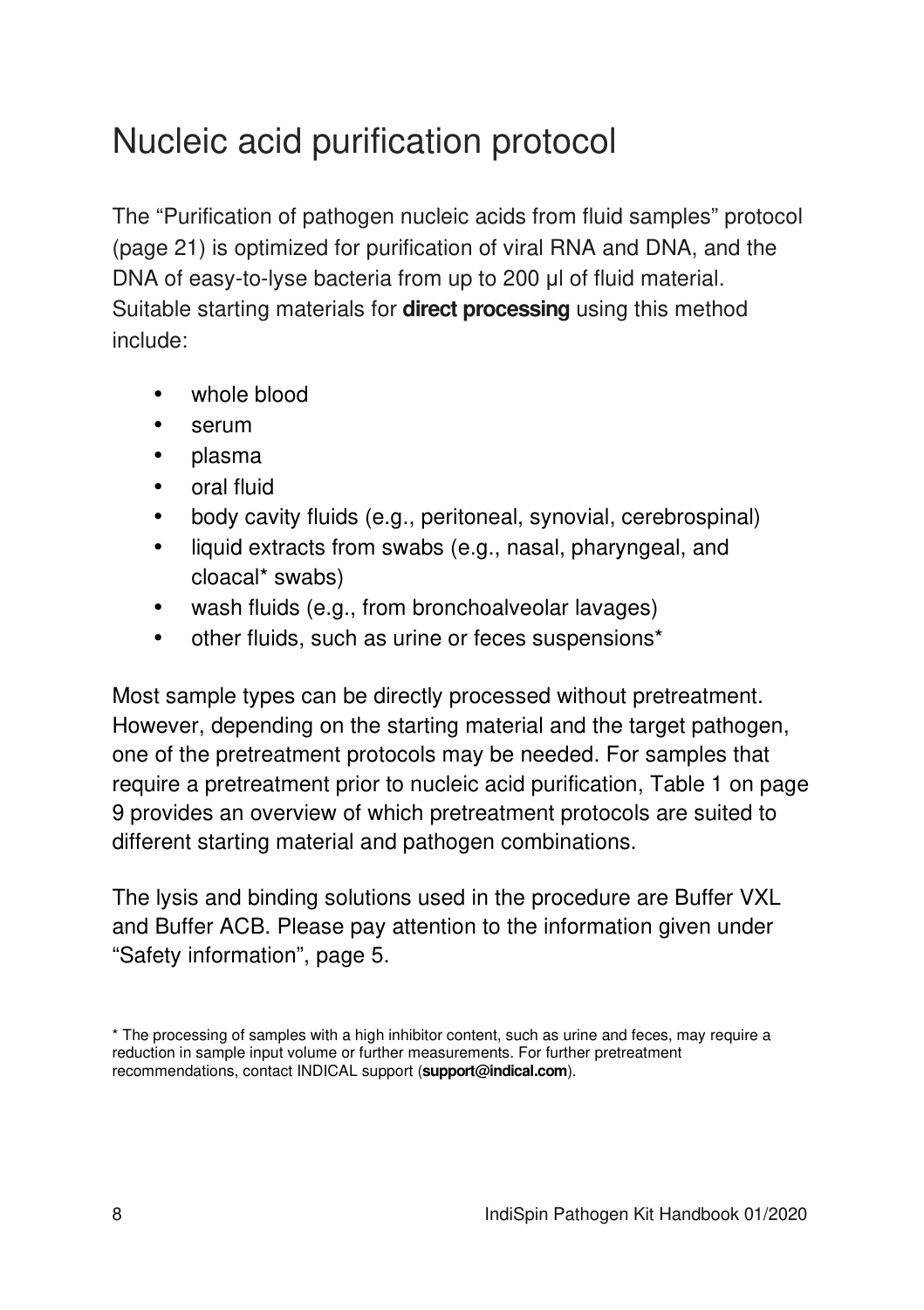# Nucleic acid purification protocol

The "Purification of pathogen nucleic acids from fluid samples" protocol (page 21) is optimized for purification of viral RNA and DNA, and the DNA of easy-to-lyse bacteria from up to 200 µl of fluid material. Suitable starting materials for **direct processing** using this method include:

- whole blood
- serum
- plasma
- oral fluid
- body cavity fluids (e.g., peritoneal, synovial, cerebrospinal)
- liquid extracts from swabs (e.g., nasal, pharyngeal, and cloacal* swabs)
- wash fluids (e.g., from bronchoalveolar lavages)
- other fluids, such as urine or feces suspensions*

Most sample types can be directly processed without pretreatment. However, depending on the starting material and the target pathogen, one of the pretreatment protocols may be needed. For samples that require a pretreatment prior to nucleic acid purification, Table 1 on page 9 provides an overview of which pretreatment protocols are suited to different starting material and pathogen combinations.

The lysis and binding solutions used in the procedure are Buffer VXL and Buffer ACB. Please pay attention to the information given under "Safety information", page 5.

\* The processing of samples with a high inhibitor content, such as urine and feces, may require a reduction in sample input volume or further measurements. For further pretreatment recommendations, contact INDICAL support (**support@indical.com**).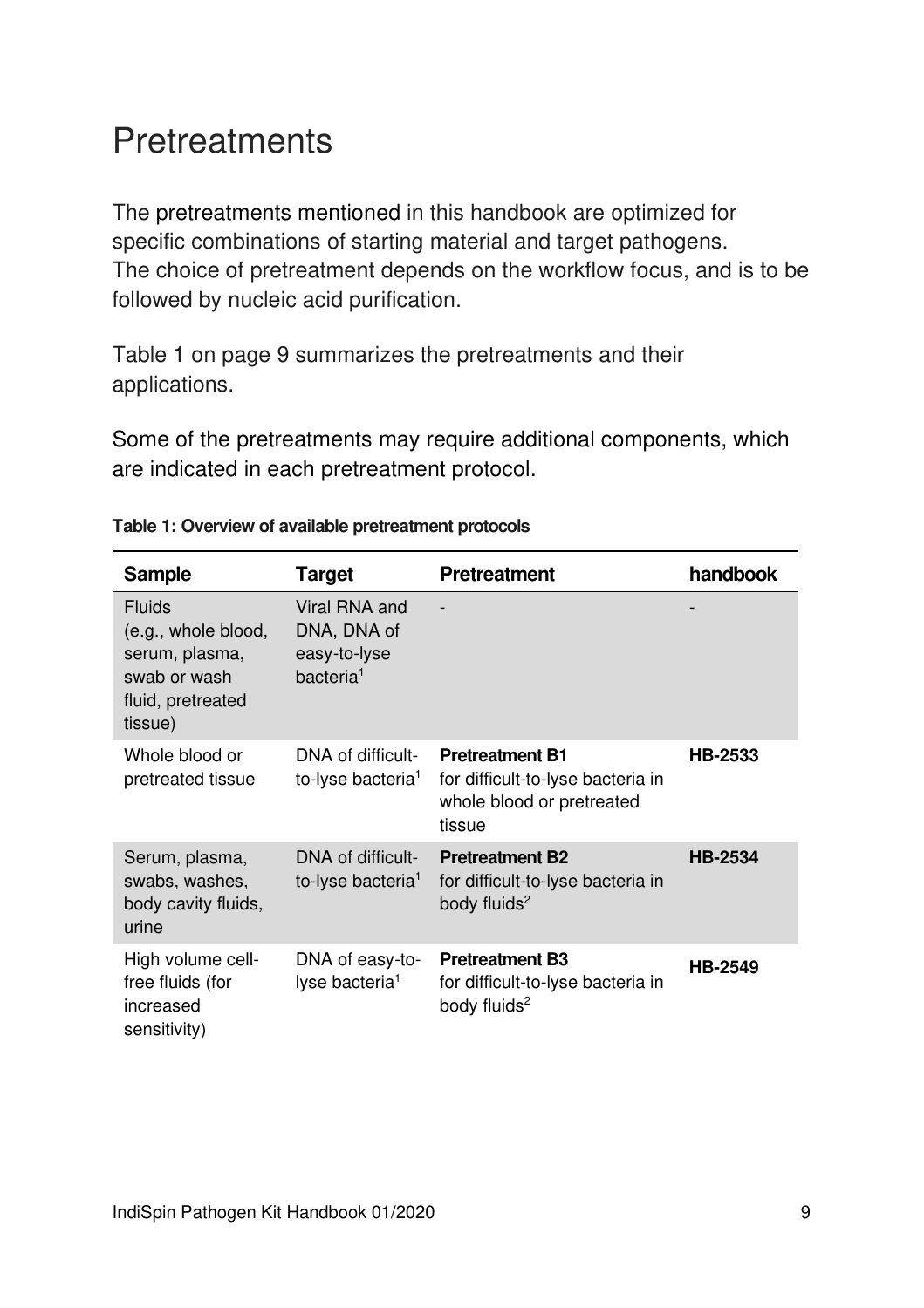# Pretreatments

The pretreatments mentioned in this handbook are optimized for specific combinations of starting material and target pathogens. The choice of pretreatment depends on the workflow focus, and is to be followed by nucleic acid purification.

Table 1 on page 9 summarizes the pretreatments and their applications.

Some of the pretreatments may require additional components, which are indicated in each pretreatment protocol.

**Table 1: Overview of available pretreatment protocols**

| Sample | Target | Pretreatment | handbook |
|---|---|---|---|
| Fluids (e.g., whole blood, serum, plasma, swab or wash fluid, pretreated tissue) | Viral RNA and DNA, DNA of easy-to-lyse bacteria[1] | - | - |
| Whole blood or pretreated tissue | DNA of difficult-to-lyse bacteria[1] | **Pretreatment B1** for difficult-to-lyse bacteria in whole blood or pretreated tissue | **HB-2533** |
| Serum, plasma, swabs, washes, body cavity fluids, urine | DNA of difficult-to-lyse bacteria[1] | **Pretreatment B2** for difficult-to-lyse bacteria in body fluids[2] | **HB-2534** |
| High volume cell-free fluids (for increased sensitivity) | DNA of easy-to-lyse bacteria[1] | **Pretreatment B3** for difficult-to-lyse bacteria in body fluids[2] | **HB-2549** |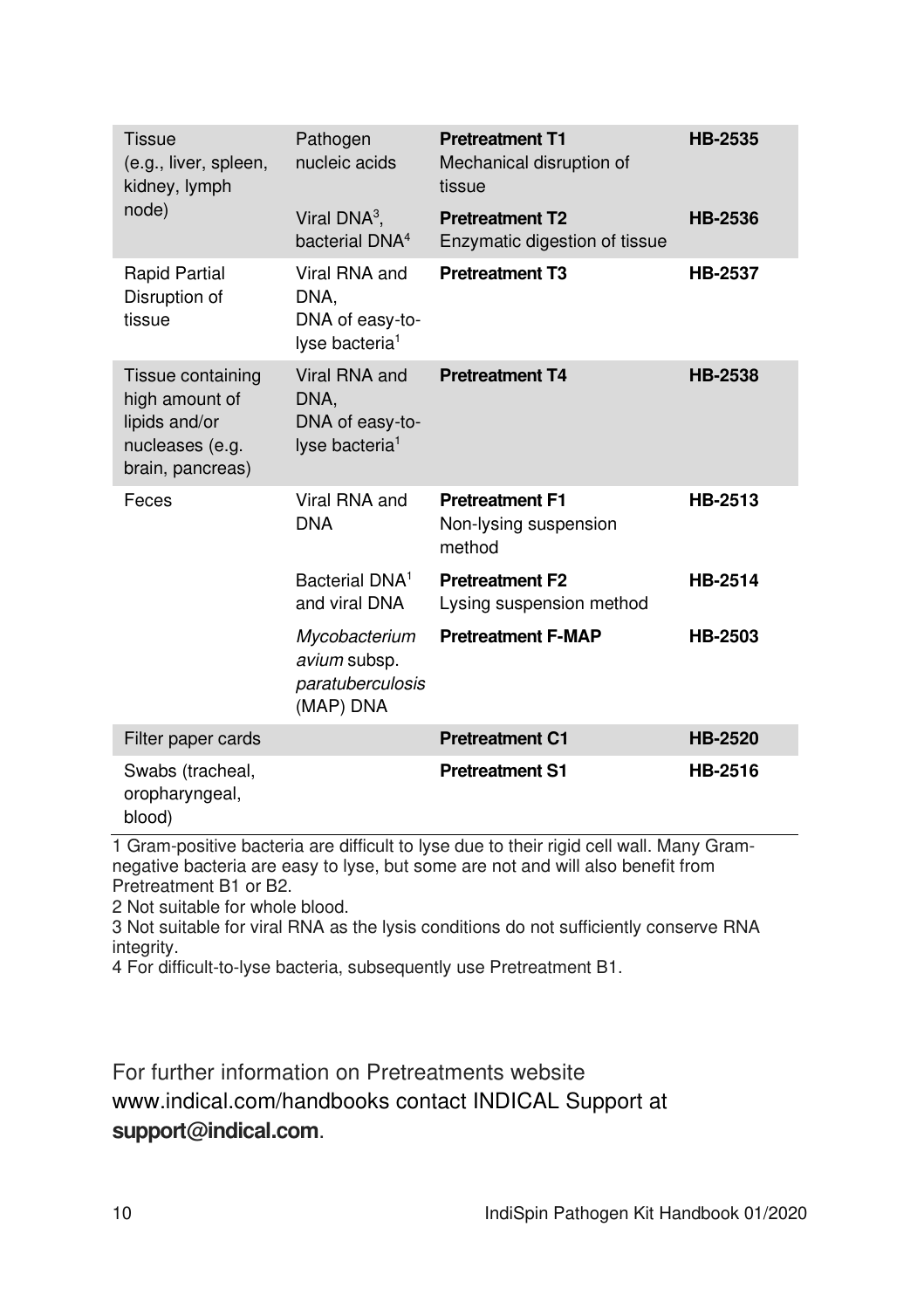| | | | |
|---|---|---|---|
| Tissue (e.g., liver, spleen, kidney, lymph node) | Pathogen nucleic acids | **Pretreatment T1** Mechanical disruption of tissue | **HB-2535** |
| | Viral DNA[3], bacterial DNA[4] | **Pretreatment T2** Enzymatic digestion of tissue | **HB-2536** |
| Rapid Partial Disruption of tissue | Viral RNA and DNA, DNA of easy-to-lyse bacteria[1] | **Pretreatment T3** | **HB-2537** |
| Tissue containing high amount of lipids and/or nucleases (e.g. brain, pancreas) | Viral RNA and DNA, DNA of easy-to-lyse bacteria[1] | **Pretreatment T4** | **HB-2538** |
| Feces | Viral RNA and DNA | **Pretreatment F1** Non-lysing suspension method | **HB-2513** |
| | Bacterial DNA[1] and viral DNA | **Pretreatment F2** Lysing suspension method | **HB-2514** |
| | *Mycobacterium avium* subsp. *paratuberculosis* (MAP) DNA | **Pretreatment F-MAP** | **HB-2503** |
| Filter paper cards | | **Pretreatment C1** | **HB-2520** |
| Swabs (tracheal, oropharyngeal, blood) | | **Pretreatment S1** | **HB-2516** |

1 Gram-positive bacteria are difficult to lyse due to their rigid cell wall. Many Gram-negative bacteria are easy to lyse, but some are not and will also benefit from Pretreatment B1 or B2.

2 Not suitable for whole blood.

3 Not suitable for viral RNA as the lysis conditions do not sufficiently conserve RNA integrity.

4 For difficult-to-lyse bacteria, subsequently use Pretreatment B1.

For further information on Pretreatments website www.indical.com/handbooks contact INDICAL Support at **support@indical.com**.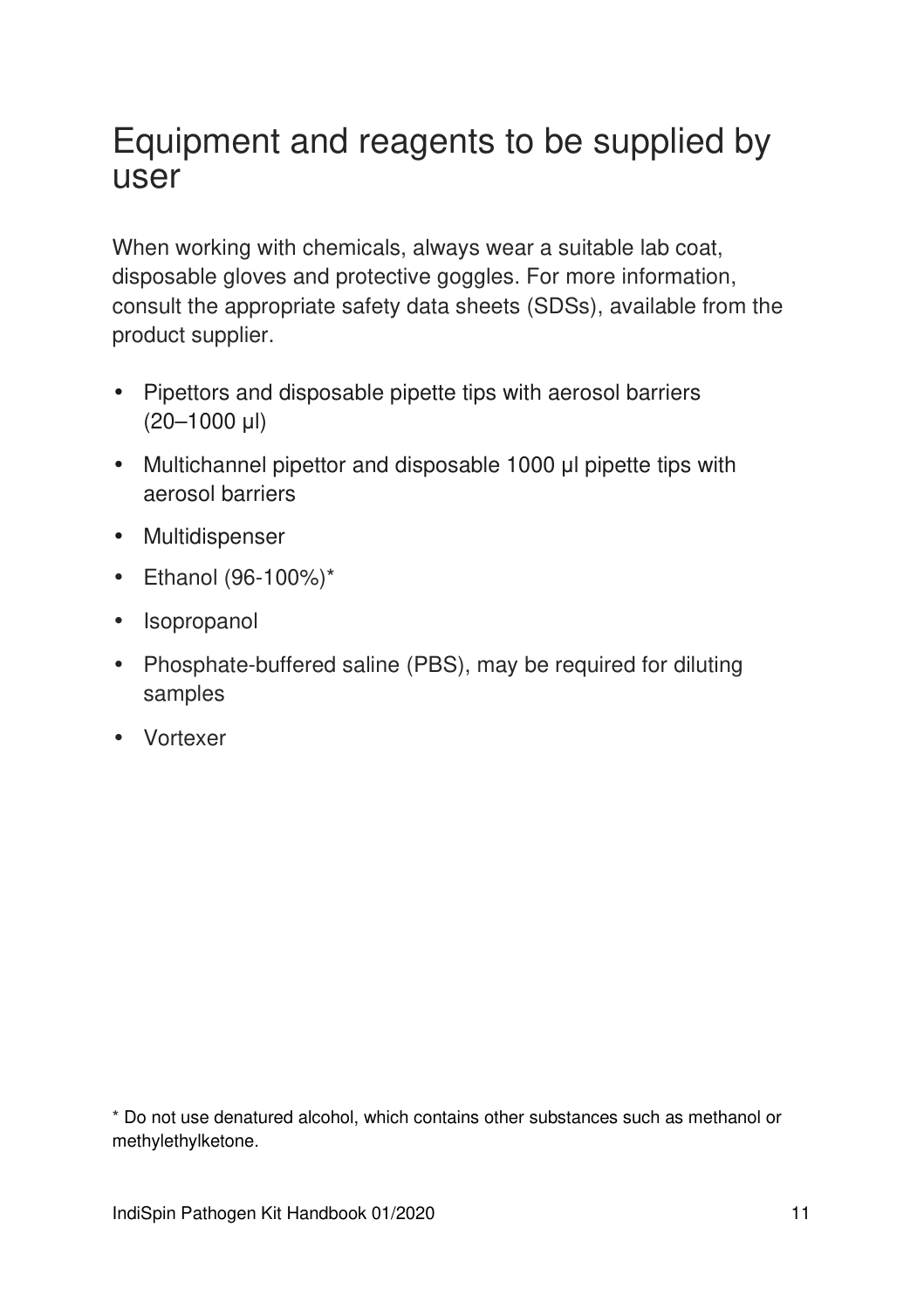# Equipment and reagents to be supplied by user

When working with chemicals, always wear a suitable lab coat, disposable gloves and protective goggles. For more information, consult the appropriate safety data sheets (SDSs), available from the product supplier.

- Pipettors and disposable pipette tips with aerosol barriers (20–1000 µl)
- Multichannel pipettor and disposable 1000 µl pipette tips with aerosol barriers
- Multidispenser
- Ethanol (96-100%)*
- Isopropanol
- Phosphate-buffered saline (PBS), may be required for diluting samples
- Vortexer

* Do not use denatured alcohol, which contains other substances such as methanol or methylethylketone.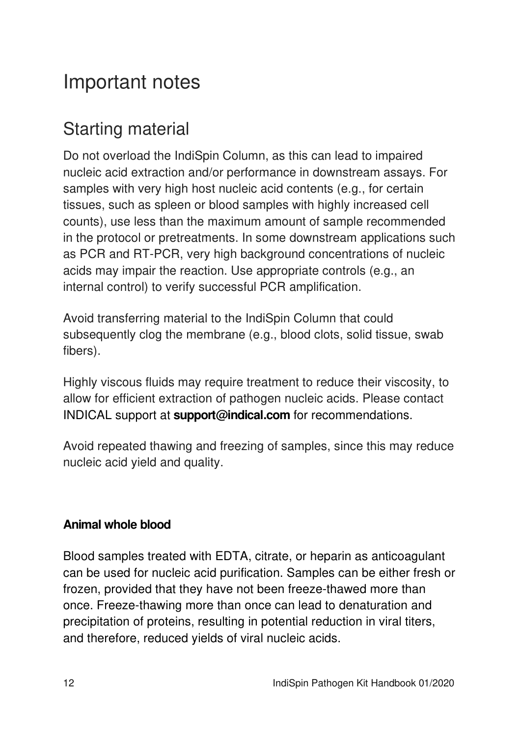# Important notes

## Starting material

Do not overload the IndiSpin Column, as this can lead to impaired nucleic acid extraction and/or performance in downstream assays. For samples with very high host nucleic acid contents (e.g., for certain tissues, such as spleen or blood samples with highly increased cell counts), use less than the maximum amount of sample recommended in the protocol or pretreatments. In some downstream applications such as PCR and RT-PCR, very high background concentrations of nucleic acids may impair the reaction. Use appropriate controls (e.g., an internal control) to verify successful PCR amplification.

Avoid transferring material to the IndiSpin Column that could subsequently clog the membrane (e.g., blood clots, solid tissue, swab fibers).

Highly viscous fluids may require treatment to reduce their viscosity, to allow for efficient extraction of pathogen nucleic acids. Please contact INDICAL support at **support@indical.com** for recommendations.

Avoid repeated thawing and freezing of samples, since this may reduce nucleic acid yield and quality.

**Animal whole blood**

Blood samples treated with EDTA, citrate, or heparin as anticoagulant can be used for nucleic acid purification. Samples can be either fresh or frozen, provided that they have not been freeze-thawed more than once. Freeze-thawing more than once can lead to denaturation and precipitation of proteins, resulting in potential reduction in viral titers, and therefore, reduced yields of viral nucleic acids.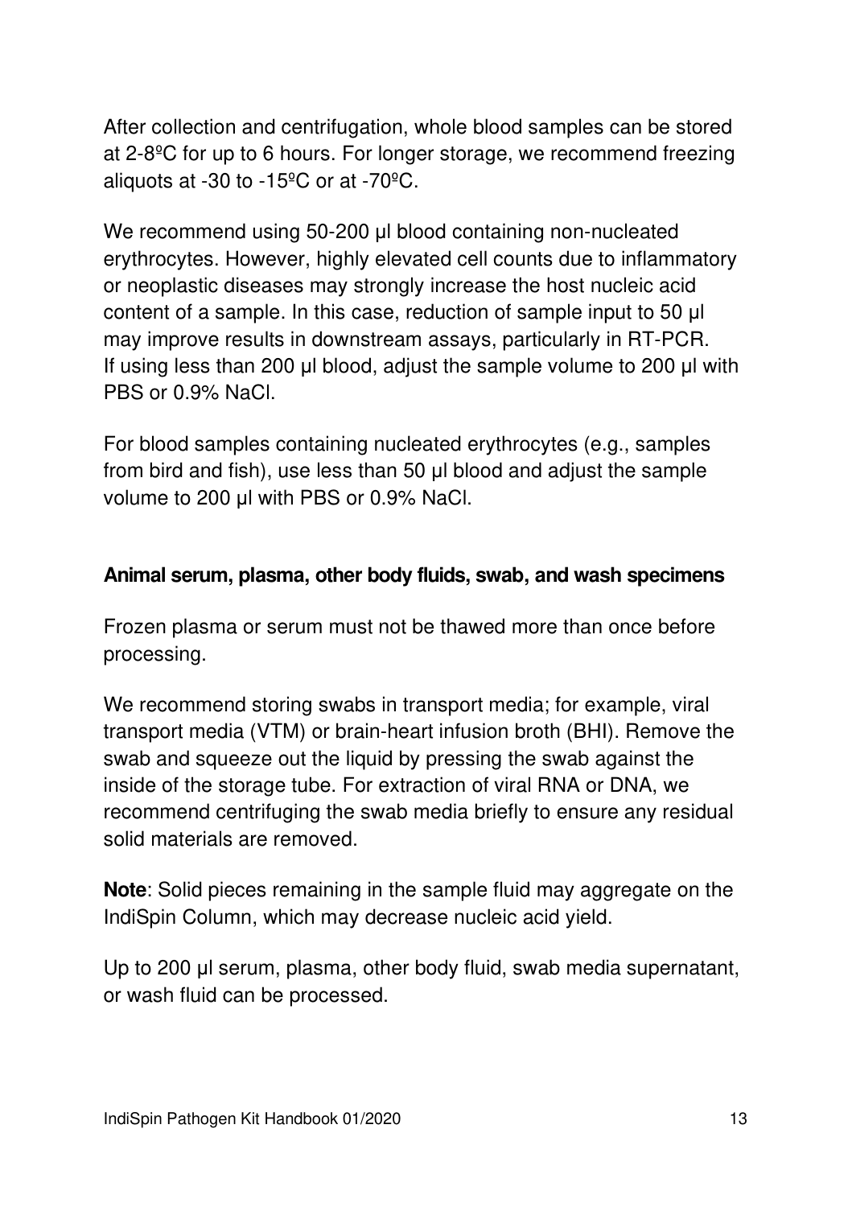After collection and centrifugation, whole blood samples can be stored at 2-8ºC for up to 6 hours. For longer storage, we recommend freezing aliquots at -30 to -15ºC or at -70ºC.

We recommend using 50-200 µl blood containing non-nucleated erythrocytes. However, highly elevated cell counts due to inflammatory or neoplastic diseases may strongly increase the host nucleic acid content of a sample. In this case, reduction of sample input to 50 µl may improve results in downstream assays, particularly in RT-PCR. If using less than 200 µl blood, adjust the sample volume to 200 µl with PBS or 0.9% NaCl.

For blood samples containing nucleated erythrocytes (e.g., samples from bird and fish), use less than 50 µl blood and adjust the sample volume to 200 µl with PBS or 0.9% NaCl.

**Animal serum, plasma, other body fluids, swab, and wash specimens**

Frozen plasma or serum must not be thawed more than once before processing.

We recommend storing swabs in transport media; for example, viral transport media (VTM) or brain-heart infusion broth (BHI). Remove the swab and squeeze out the liquid by pressing the swab against the inside of the storage tube. For extraction of viral RNA or DNA, we recommend centrifuging the swab media briefly to ensure any residual solid materials are removed.

**Note**: Solid pieces remaining in the sample fluid may aggregate on the IndiSpin Column, which may decrease nucleic acid yield.

Up to 200 µl serum, plasma, other body fluid, swab media supernatant, or wash fluid can be processed.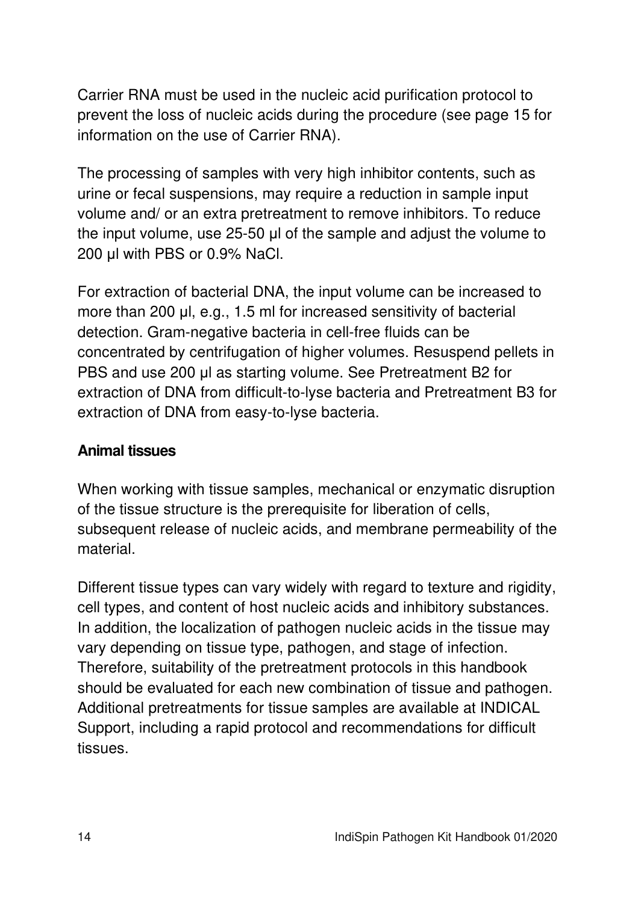Carrier RNA must be used in the nucleic acid purification protocol to prevent the loss of nucleic acids during the procedure (see page 15 for information on the use of Carrier RNA).

The processing of samples with very high inhibitor contents, such as urine or fecal suspensions, may require a reduction in sample input volume and/ or an extra pretreatment to remove inhibitors. To reduce the input volume, use 25-50 µl of the sample and adjust the volume to 200 µl with PBS or 0.9% NaCl.

For extraction of bacterial DNA, the input volume can be increased to more than 200 µl, e.g., 1.5 ml for increased sensitivity of bacterial detection. Gram-negative bacteria in cell-free fluids can be concentrated by centrifugation of higher volumes. Resuspend pellets in PBS and use 200 µl as starting volume. See Pretreatment B2 for extraction of DNA from difficult-to-lyse bacteria and Pretreatment B3 for extraction of DNA from easy-to-lyse bacteria.

**Animal tissues**

When working with tissue samples, mechanical or enzymatic disruption of the tissue structure is the prerequisite for liberation of cells, subsequent release of nucleic acids, and membrane permeability of the material.

Different tissue types can vary widely with regard to texture and rigidity, cell types, and content of host nucleic acids and inhibitory substances. In addition, the localization of pathogen nucleic acids in the tissue may vary depending on tissue type, pathogen, and stage of infection. Therefore, suitability of the pretreatment protocols in this handbook should be evaluated for each new combination of tissue and pathogen. Additional pretreatments for tissue samples are available at INDICAL Support, including a rapid protocol and recommendations for difficult tissues.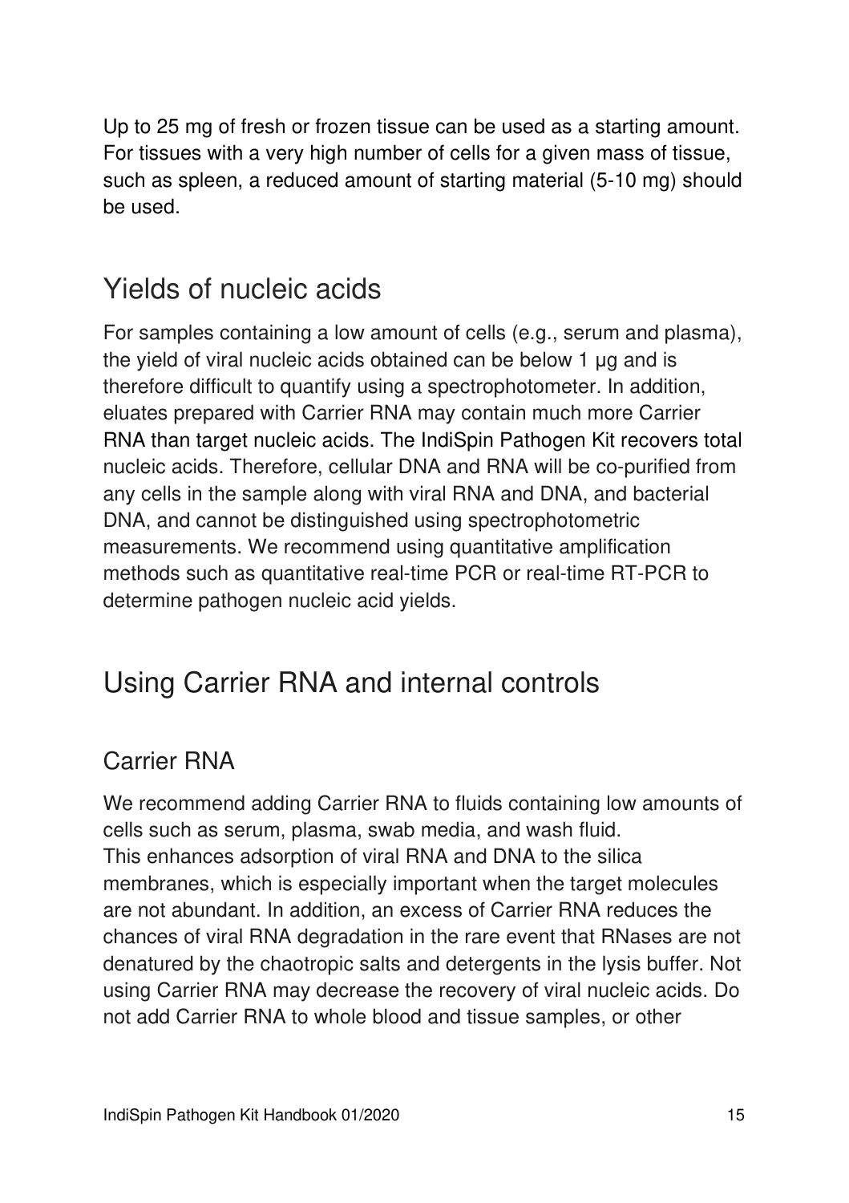Up to 25 mg of fresh or frozen tissue can be used as a starting amount. For tissues with a very high number of cells for a given mass of tissue, such as spleen, a reduced amount of starting material (5-10 mg) should be used.

## Yields of nucleic acids

For samples containing a low amount of cells (e.g., serum and plasma), the yield of viral nucleic acids obtained can be below 1 µg and is therefore difficult to quantify using a spectrophotometer. In addition, eluates prepared with Carrier RNA may contain much more Carrier RNA than target nucleic acids. The IndiSpin Pathogen Kit recovers total nucleic acids. Therefore, cellular DNA and RNA will be co-purified from any cells in the sample along with viral RNA and DNA, and bacterial DNA, and cannot be distinguished using spectrophotometric measurements. We recommend using quantitative amplification methods such as quantitative real-time PCR or real-time RT-PCR to determine pathogen nucleic acid yields.

## Using Carrier RNA and internal controls

### Carrier RNA

We recommend adding Carrier RNA to fluids containing low amounts of cells such as serum, plasma, swab media, and wash fluid.
This enhances adsorption of viral RNA and DNA to the silica membranes, which is especially important when the target molecules are not abundant. In addition, an excess of Carrier RNA reduces the chances of viral RNA degradation in the rare event that RNases are not denatured by the chaotropic salts and detergents in the lysis buffer. Not using Carrier RNA may decrease the recovery of viral nucleic acids. Do not add Carrier RNA to whole blood and tissue samples, or other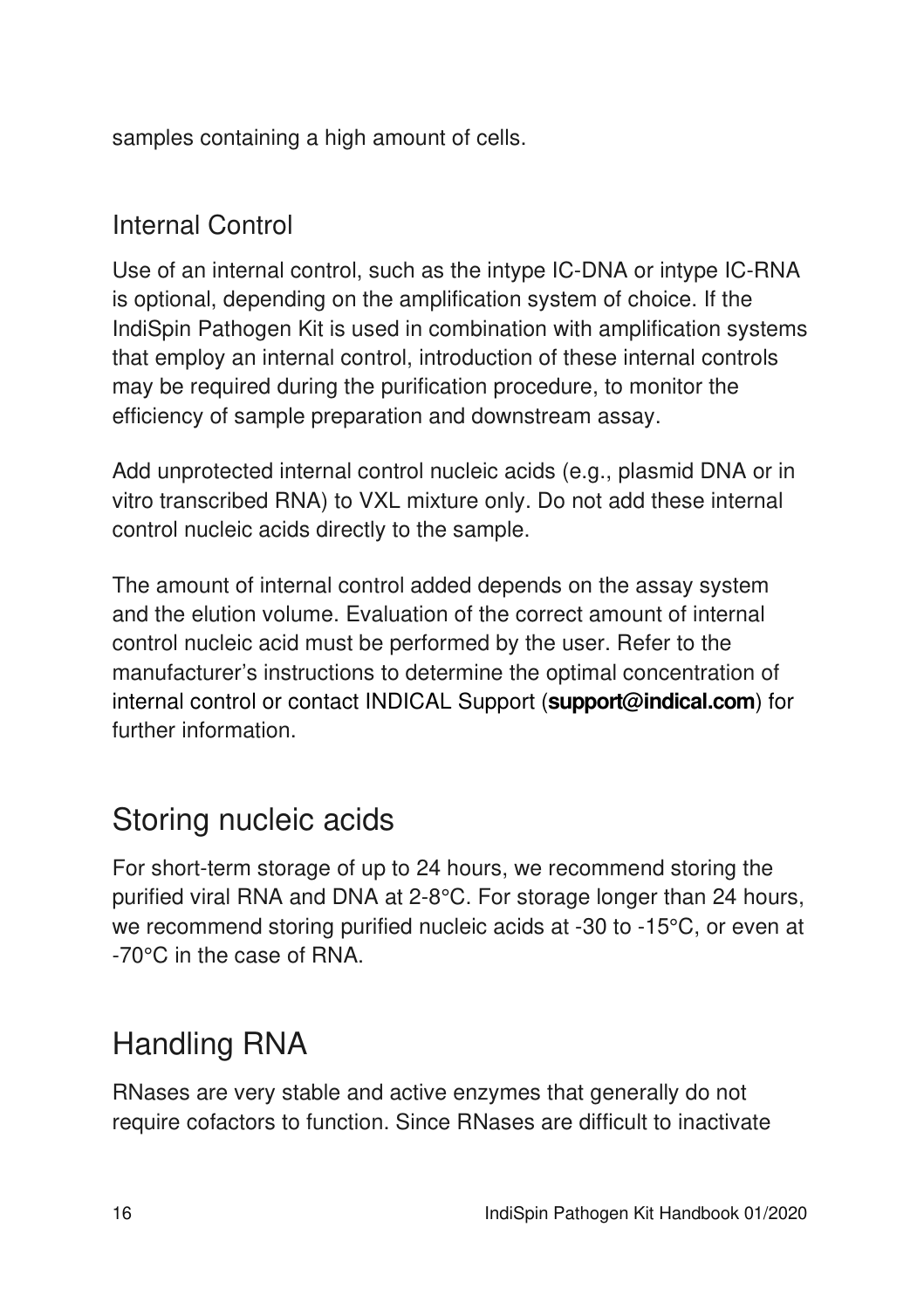samples containing a high amount of cells.

### Internal Control

Use of an internal control, such as the intype IC-DNA or intype IC-RNA is optional, depending on the amplification system of choice. If the IndiSpin Pathogen Kit is used in combination with amplification systems that employ an internal control, introduction of these internal controls may be required during the purification procedure, to monitor the efficiency of sample preparation and downstream assay.

Add unprotected internal control nucleic acids (e.g., plasmid DNA or in vitro transcribed RNA) to VXL mixture only. Do not add these internal control nucleic acids directly to the sample.

The amount of internal control added depends on the assay system and the elution volume. Evaluation of the correct amount of internal control nucleic acid must be performed by the user. Refer to the manufacturer's instructions to determine the optimal concentration of internal control or contact INDICAL Support (**support@indical.com**) for further information.

## Storing nucleic acids

For short-term storage of up to 24 hours, we recommend storing the purified viral RNA and DNA at 2-8°C. For storage longer than 24 hours, we recommend storing purified nucleic acids at -30 to -15°C, or even at -70°C in the case of RNA.

## Handling RNA

RNases are very stable and active enzymes that generally do not require cofactors to function. Since RNases are difficult to inactivate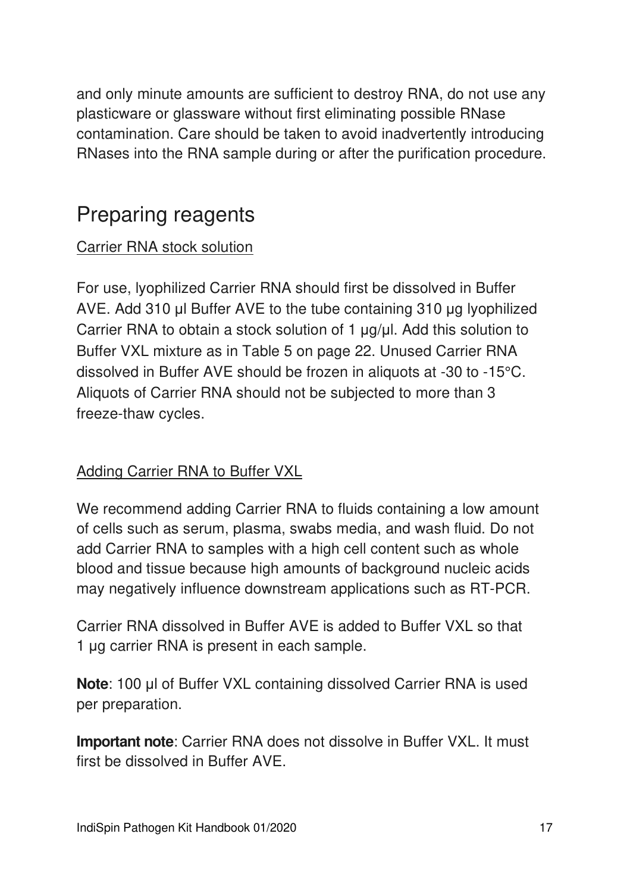and only minute amounts are sufficient to destroy RNA, do not use any plasticware or glassware without first eliminating possible RNase contamination. Care should be taken to avoid inadvertently introducing RNases into the RNA sample during or after the purification procedure.

## Preparing reagents

Carrier RNA stock solution

For use, lyophilized Carrier RNA should first be dissolved in Buffer AVE. Add 310 µl Buffer AVE to the tube containing 310 µg lyophilized Carrier RNA to obtain a stock solution of 1 µg/µl. Add this solution to Buffer VXL mixture as in Table 5 on page 22. Unused Carrier RNA dissolved in Buffer AVE should be frozen in aliquots at -30 to -15°C. Aliquots of Carrier RNA should not be subjected to more than 3 freeze-thaw cycles.

Adding Carrier RNA to Buffer VXL

We recommend adding Carrier RNA to fluids containing a low amount of cells such as serum, plasma, swabs media, and wash fluid. Do not add Carrier RNA to samples with a high cell content such as whole blood and tissue because high amounts of background nucleic acids may negatively influence downstream applications such as RT-PCR.

Carrier RNA dissolved in Buffer AVE is added to Buffer VXL so that 1 µg carrier RNA is present in each sample.

**Note**: 100 µl of Buffer VXL containing dissolved Carrier RNA is used per preparation.

**Important note**: Carrier RNA does not dissolve in Buffer VXL. It must first be dissolved in Buffer AVE.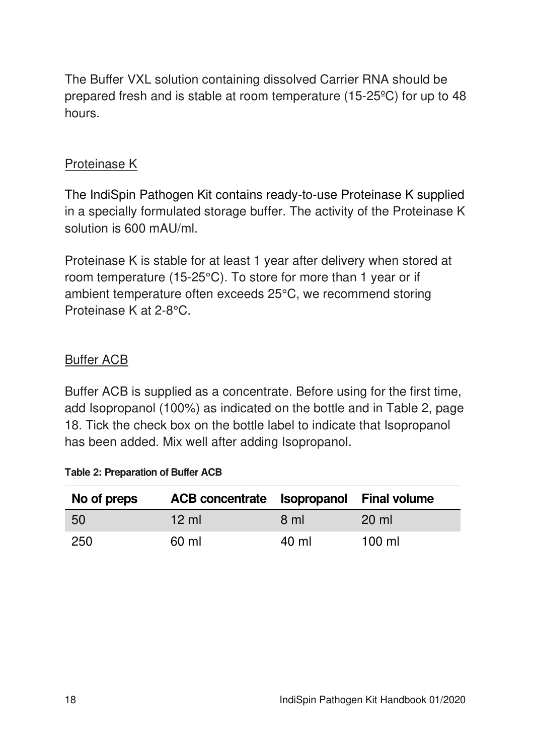The Buffer VXL solution containing dissolved Carrier RNA should be prepared fresh and is stable at room temperature (15-25ºC) for up to 48 hours.

## Proteinase K

The IndiSpin Pathogen Kit contains ready-to-use Proteinase K supplied in a specially formulated storage buffer. The activity of the Proteinase K solution is 600 mAU/ml.

Proteinase K is stable for at least 1 year after delivery when stored at room temperature (15-25°C). To store for more than 1 year or if ambient temperature often exceeds 25°C, we recommend storing Proteinase K at 2-8°C.

## Buffer ACB

Buffer ACB is supplied as a concentrate. Before using for the first time, add Isopropanol (100%) as indicated on the bottle and in Table 2, page 18. Tick the check box on the bottle label to indicate that Isopropanol has been added. Mix well after adding Isopropanol.

**Table 2: Preparation of Buffer ACB**

| No of preps | ACB concentrate | Isopropanol | Final volume |
|---|---|---|---|
| 50 | 12 ml | 8 ml | 20 ml |
| 250 | 60 ml | 40 ml | 100 ml |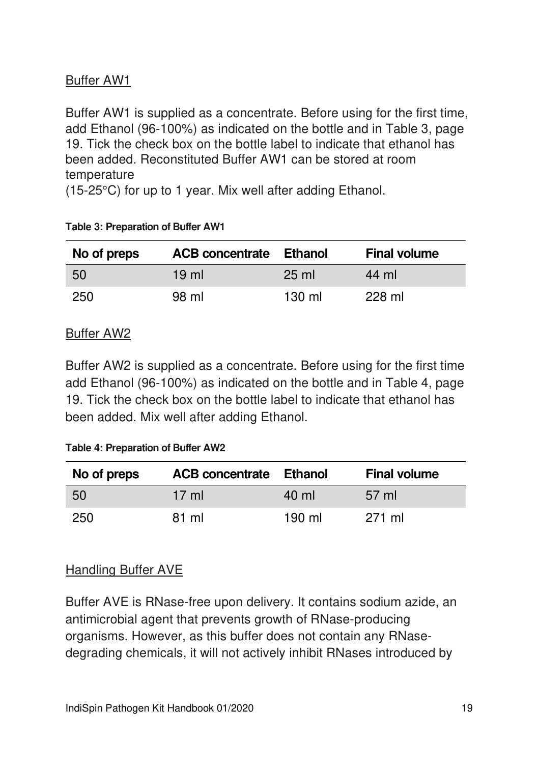Buffer AW1

Buffer AW1 is supplied as a concentrate. Before using for the first time, add Ethanol (96-100%) as indicated on the bottle and in Table 3, page 19. Tick the check box on the bottle label to indicate that ethanol has been added. Reconstituted Buffer AW1 can be stored at room temperature
(15-25°C) for up to 1 year. Mix well after adding Ethanol.

**Table 3: Preparation of Buffer AW1**

| No of preps | ACB concentrate | Ethanol | Final volume |
|---|---|---|---|
| 50 | 19 ml | 25 ml | 44 ml |
| 250 | 98 ml | 130 ml | 228 ml |

Buffer AW2

Buffer AW2 is supplied as a concentrate. Before using for the first time add Ethanol (96-100%) as indicated on the bottle and in Table 4, page 19. Tick the check box on the bottle label to indicate that ethanol has been added. Mix well after adding Ethanol.

**Table 4: Preparation of Buffer AW2**

| No of preps | ACB concentrate | Ethanol | Final volume |
|---|---|---|---|
| 50 | 17 ml | 40 ml | 57 ml |
| 250 | 81 ml | 190 ml | 271 ml |

Handling Buffer AVE

Buffer AVE is RNase-free upon delivery. It contains sodium azide, an antimicrobial agent that prevents growth of RNase-producing organisms. However, as this buffer does not contain any RNase-degrading chemicals, it will not actively inhibit RNases introduced by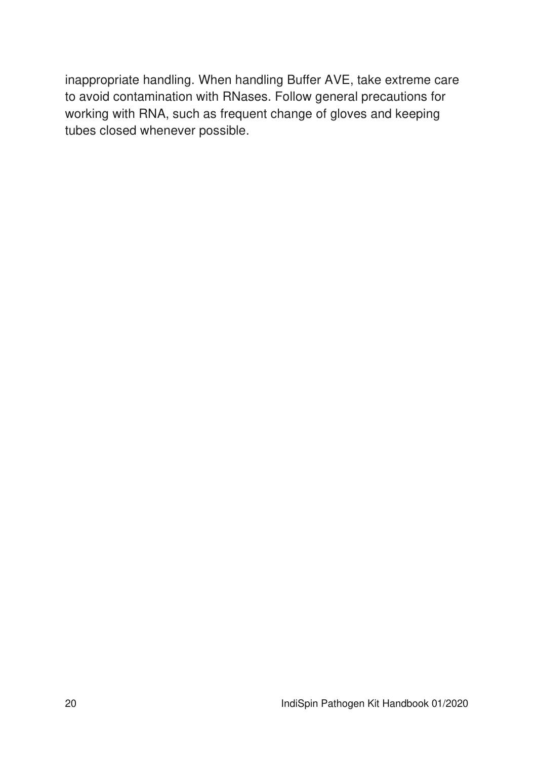inappropriate handling. When handling Buffer AVE, take extreme care to avoid contamination with RNases. Follow general precautions for working with RNA, such as frequent change of gloves and keeping tubes closed whenever possible.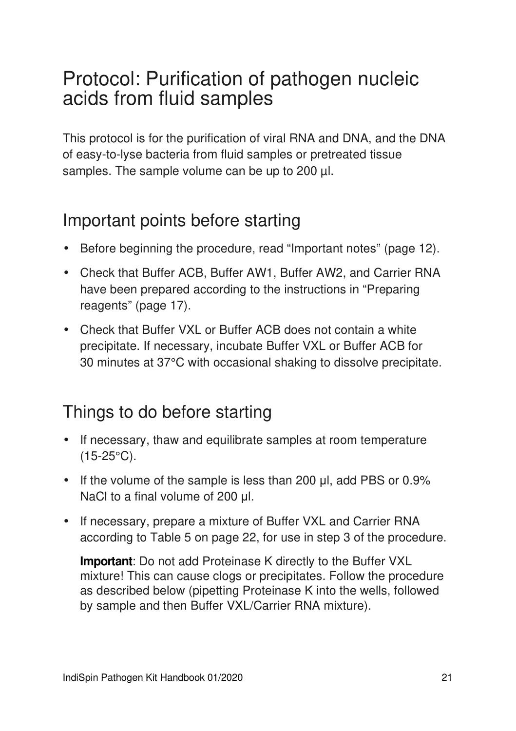# Protocol: Purification of pathogen nucleic acids from fluid samples

This protocol is for the purification of viral RNA and DNA, and the DNA of easy-to-lyse bacteria from fluid samples or pretreated tissue samples. The sample volume can be up to 200 µl.

## Important points before starting

- Before beginning the procedure, read "Important notes" (page 12).
- Check that Buffer ACB, Buffer AW1, Buffer AW2, and Carrier RNA have been prepared according to the instructions in "Preparing reagents" (page 17).
- Check that Buffer VXL or Buffer ACB does not contain a white precipitate. If necessary, incubate Buffer VXL or Buffer ACB for 30 minutes at 37°C with occasional shaking to dissolve precipitate.

## Things to do before starting

- If necessary, thaw and equilibrate samples at room temperature (15-25°C).
- If the volume of the sample is less than 200 µl, add PBS or 0.9% NaCl to a final volume of 200 µl.
- If necessary, prepare a mixture of Buffer VXL and Carrier RNA according to Table 5 on page 22, for use in step 3 of the procedure.

  **Important**: Do not add Proteinase K directly to the Buffer VXL mixture! This can cause clogs or precipitates. Follow the procedure as described below (pipetting Proteinase K into the wells, followed by sample and then Buffer VXL/Carrier RNA mixture).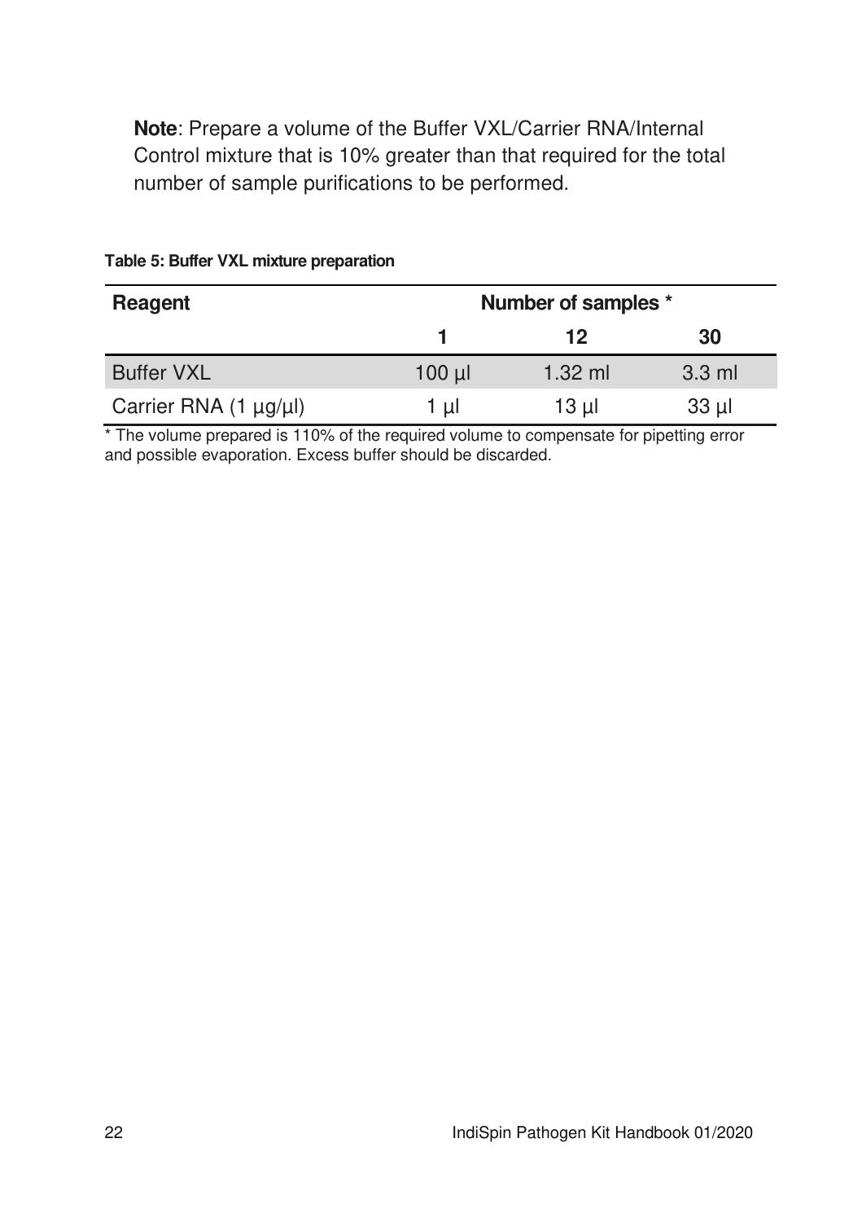**Note**: Prepare a volume of the Buffer VXL/Carrier RNA/Internal Control mixture that is 10% greater than that required for the total number of sample purifications to be performed.

**Table 5: Buffer VXL mixture preparation**

| Reagent | Number of samples * | | |
|---|---|---|---|
| | 1 | 12 | 30 |
| Buffer VXL | 100 µl | 1.32 ml | 3.3 ml |
| Carrier RNA (1 µg/µl) | 1 µl | 13 µl | 33 µl |

* The volume prepared is 110% of the required volume to compensate for pipetting error and possible evaporation. Excess buffer should be discarded.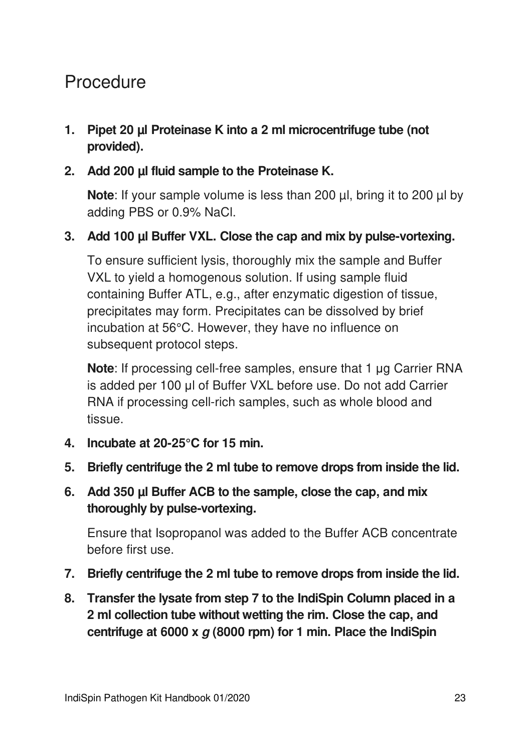# Procedure

1. **Pipet 20 µl Proteinase K into a 2 ml microcentrifuge tube (not provided).**
2. **Add 200 µl fluid sample to the Proteinase K.**

   **Note**: If your sample volume is less than 200 µl, bring it to 200 µl by adding PBS or 0.9% NaCl.
3. **Add 100 µl Buffer VXL. Close the cap and mix by pulse-vortexing.**

   To ensure sufficient lysis, thoroughly mix the sample and Buffer VXL to yield a homogenous solution. If using sample fluid containing Buffer ATL, e.g., after enzymatic digestion of tissue, precipitates may form. Precipitates can be dissolved by brief incubation at 56°C. However, they have no influence on subsequent protocol steps.

   **Note**: If processing cell-free samples, ensure that 1 µg Carrier RNA is added per 100 µl of Buffer VXL before use. Do not add Carrier RNA if processing cell-rich samples, such as whole blood and tissue.
4. **Incubate at 20-25°C for 15 min.**
5. **Briefly centrifuge the 2 ml tube to remove drops from inside the lid.**
6. **Add 350 µl Buffer ACB to the sample, close the cap, and mix thoroughly by pulse-vortexing.**

   Ensure that Isopropanol was added to the Buffer ACB concentrate before first use.
7. **Briefly centrifuge the 2 ml tube to remove drops from inside the lid.**
8. **Transfer the lysate from step 7 to the IndiSpin Column placed in a 2 ml collection tube without wetting the rim. Close the cap, and centrifuge at 6000 x *g* (8000 rpm) for 1 min. Place the IndiSpin**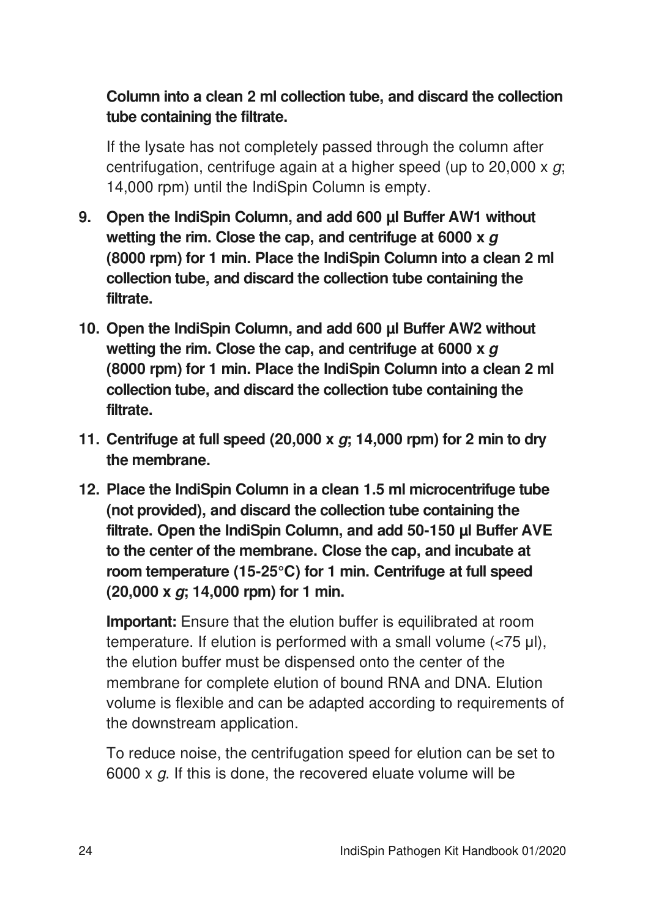**Column into a clean 2 ml collection tube, and discard the collection tube containing the filtrate.**

If the lysate has not completely passed through the column after centrifugation, centrifuge again at a higher speed (up to 20,000 x *g*; 14,000 rpm) until the IndiSpin Column is empty.

9. **Open the IndiSpin Column, and add 600 µl Buffer AW1 without wetting the rim. Close the cap, and centrifuge at 6000 x *g* (8000 rpm) for 1 min. Place the IndiSpin Column into a clean 2 ml collection tube, and discard the collection tube containing the filtrate.**
10. **Open the IndiSpin Column, and add 600 µl Buffer AW2 without wetting the rim. Close the cap, and centrifuge at 6000 x *g* (8000 rpm) for 1 min. Place the IndiSpin Column into a clean 2 ml collection tube, and discard the collection tube containing the filtrate.**
11. **Centrifuge at full speed (20,000 x *g*; 14,000 rpm) for 2 min to dry the membrane.**
12. **Place the IndiSpin Column in a clean 1.5 ml microcentrifuge tube (not provided), and discard the collection tube containing the filtrate. Open the IndiSpin Column, and add 50-150 µl Buffer AVE to the center of the membrane. Close the cap, and incubate at room temperature (15-25°C) for 1 min. Centrifuge at full speed (20,000 x *g*; 14,000 rpm) for 1 min.**

    **Important:** Ensure that the elution buffer is equilibrated at room temperature. If elution is performed with a small volume (<75 µl), the elution buffer must be dispensed onto the center of the membrane for complete elution of bound RNA and DNA. Elution volume is flexible and can be adapted according to requirements of the downstream application.

    To reduce noise, the centrifugation speed for elution can be set to 6000 x *g*. If this is done, the recovered eluate volume will be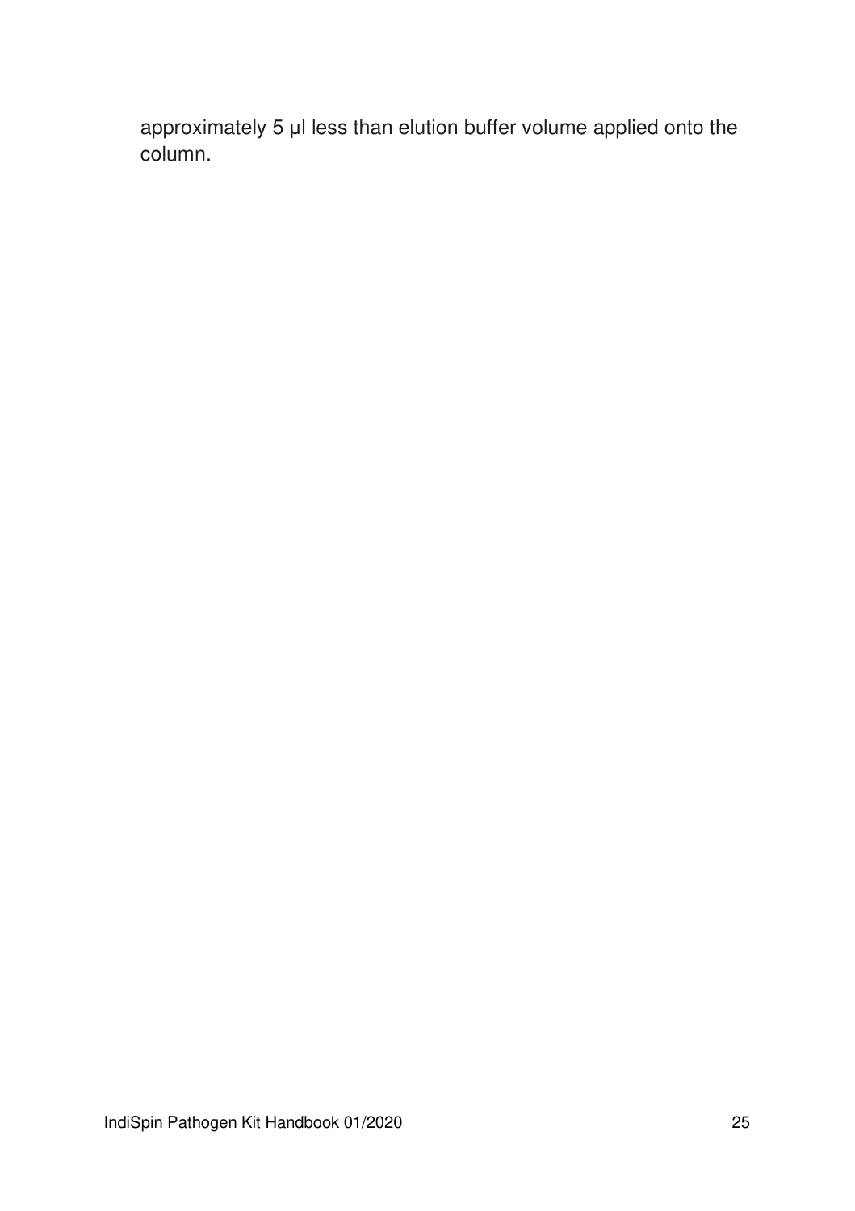approximately 5 µl less than elution buffer volume applied onto the column.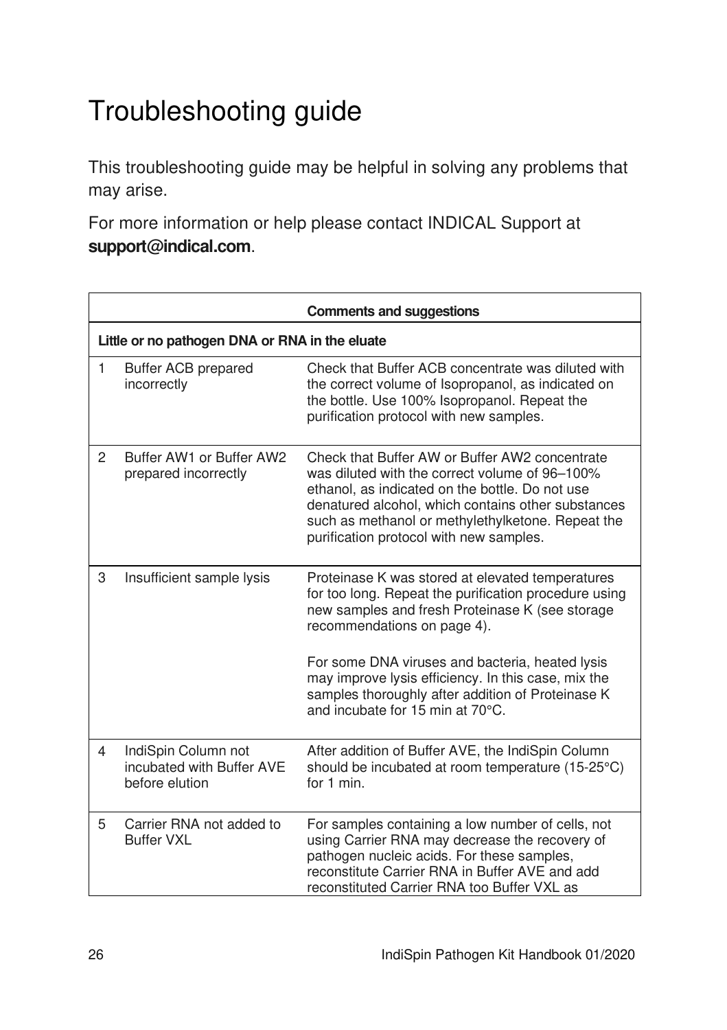# Troubleshooting guide

This troubleshooting guide may be helpful in solving any problems that may arise.

For more information or help please contact INDICAL Support at **support@indical.com**.

| | | Comments and suggestions |
|---|---|---|
| **Little or no pathogen DNA or RNA in the eluate** | | |
| 1 | Buffer ACB prepared incorrectly | Check that Buffer ACB concentrate was diluted with the correct volume of Isopropanol, as indicated on the bottle. Use 100% Isopropanol. Repeat the purification protocol with new samples. |
| 2 | Buffer AW1 or Buffer AW2 prepared incorrectly | Check that Buffer AW or Buffer AW2 concentrate was diluted with the correct volume of 96–100% ethanol, as indicated on the bottle. Do not use denatured alcohol, which contains other substances such as methanol or methylethylketone. Repeat the purification protocol with new samples. |
| 3 | Insufficient sample lysis | Proteinase K was stored at elevated temperatures for too long. Repeat the purification procedure using new samples and fresh Proteinase K (see storage recommendations on page 4).<br><br>For some DNA viruses and bacteria, heated lysis may improve lysis efficiency. In this case, mix the samples thoroughly after addition of Proteinase K and incubate for 15 min at 70°C. |
| 4 | IndiSpin Column not incubated with Buffer AVE before elution | After addition of Buffer AVE, the IndiSpin Column should be incubated at room temperature (15-25°C) for 1 min. |
| 5 | Carrier RNA not added to Buffer VXL | For samples containing a low number of cells, not using Carrier RNA may decrease the recovery of pathogen nucleic acids. For these samples, reconstitute Carrier RNA in Buffer AVE and add reconstituted Carrier RNA too Buffer VXL as |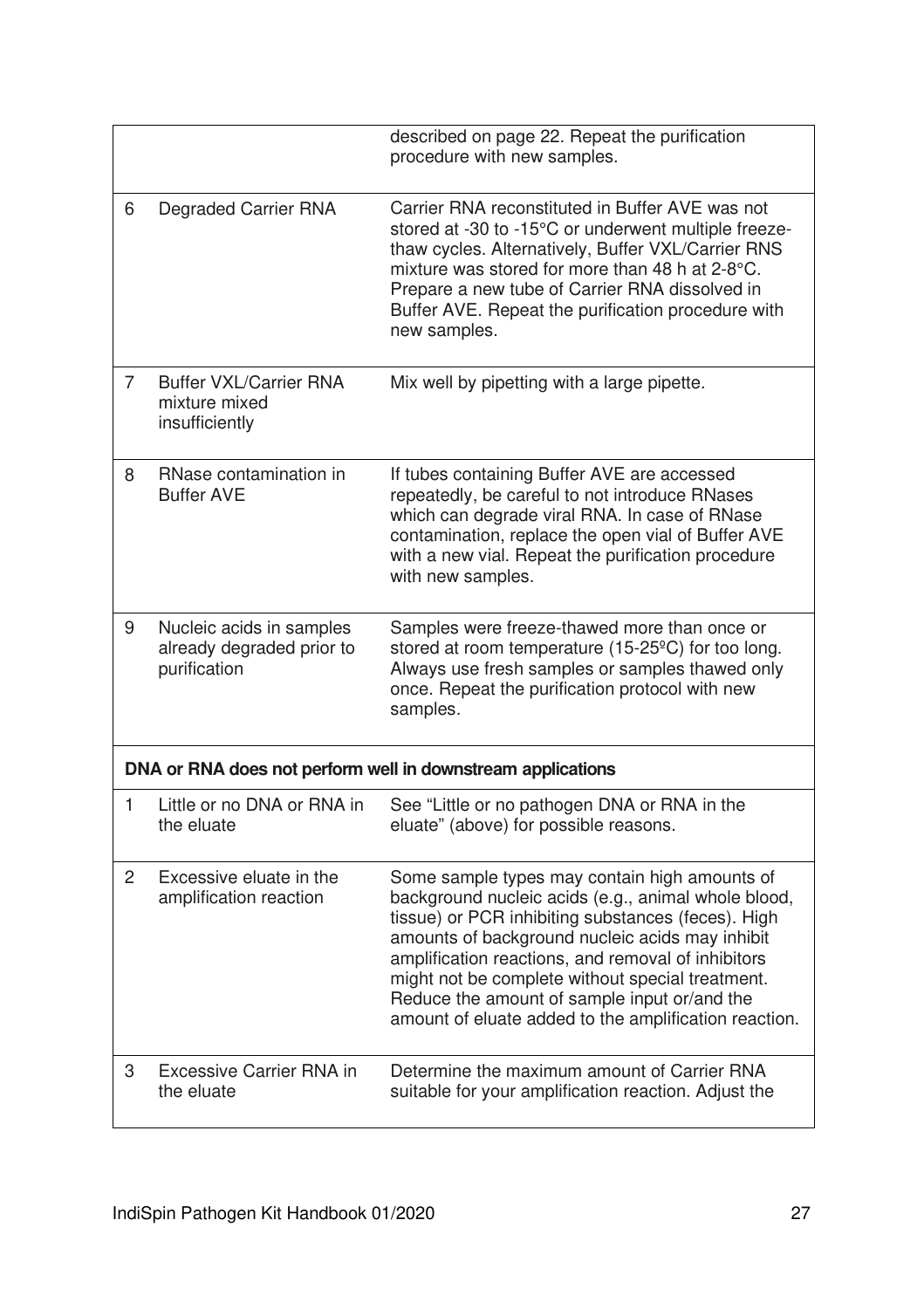| | | |
|---|---|---|
| | | described on page 22. Repeat the purification procedure with new samples. |
| 6 | Degraded Carrier RNA | Carrier RNA reconstituted in Buffer AVE was not stored at -30 to -15°C or underwent multiple freeze-thaw cycles. Alternatively, Buffer VXL/Carrier RNS mixture was stored for more than 48 h at 2-8°C. Prepare a new tube of Carrier RNA dissolved in Buffer AVE. Repeat the purification procedure with new samples. |
| 7 | Buffer VXL/Carrier RNA mixture mixed insufficiently | Mix well by pipetting with a large pipette. |
| 8 | RNase contamination in Buffer AVE | If tubes containing Buffer AVE are accessed repeatedly, be careful to not introduce RNases which can degrade viral RNA. In case of RNase contamination, replace the open vial of Buffer AVE with a new vial. Repeat the purification procedure with new samples. |
| 9 | Nucleic acids in samples already degraded prior to purification | Samples were freeze-thawed more than once or stored at room temperature (15-25ºC) for too long. Always use fresh samples or samples thawed only once. Repeat the purification protocol with new samples. |
| **DNA or RNA does not perform well in downstream applications** | | |
| 1 | Little or no DNA or RNA in the eluate | See "Little or no pathogen DNA or RNA in the eluate" (above) for possible reasons. |
| 2 | Excessive eluate in the amplification reaction | Some sample types may contain high amounts of background nucleic acids (e.g., animal whole blood, tissue) or PCR inhibiting substances (feces). High amounts of background nucleic acids may inhibit amplification reactions, and removal of inhibitors might not be complete without special treatment. Reduce the amount of sample input or/and the amount of eluate added to the amplification reaction. |
| 3 | Excessive Carrier RNA in the eluate | Determine the maximum amount of Carrier RNA suitable for your amplification reaction. Adjust the |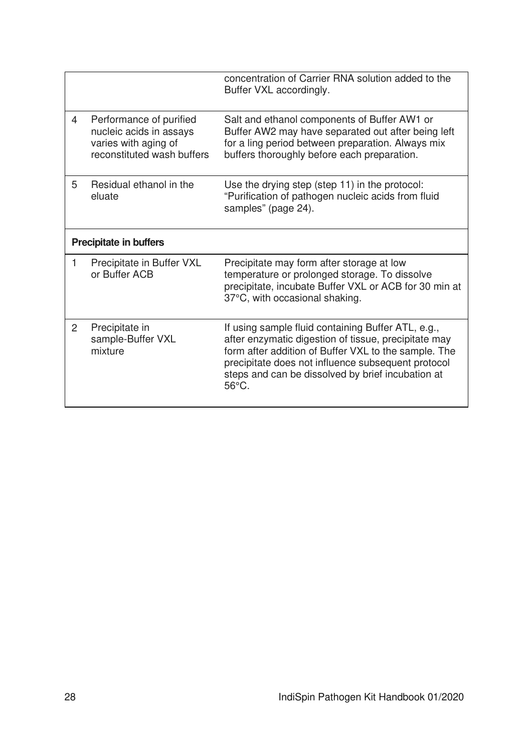| | | |
|---|---|---|
| | | concentration of Carrier RNA solution added to the Buffer VXL accordingly. |
| 4 | Performance of purified nucleic acids in assays varies with aging of reconstituted wash buffers | Salt and ethanol components of Buffer AW1 or Buffer AW2 may have separated out after being left for a ling period between preparation. Always mix buffers thoroughly before each preparation. |
| 5 | Residual ethanol in the eluate | Use the drying step (step 11) in the protocol: "Purification of pathogen nucleic acids from fluid samples" (page 24). |
| **Precipitate in buffers** | | |
| 1 | Precipitate in Buffer VXL or Buffer ACB | Precipitate may form after storage at low temperature or prolonged storage. To dissolve precipitate, incubate Buffer VXL or ACB for 30 min at 37°C, with occasional shaking. |
| 2 | Precipitate in sample-Buffer VXL mixture | If using sample fluid containing Buffer ATL, e.g., after enzymatic digestion of tissue, precipitate may form after addition of Buffer VXL to the sample. The precipitate does not influence subsequent protocol steps and can be dissolved by brief incubation at 56°C. |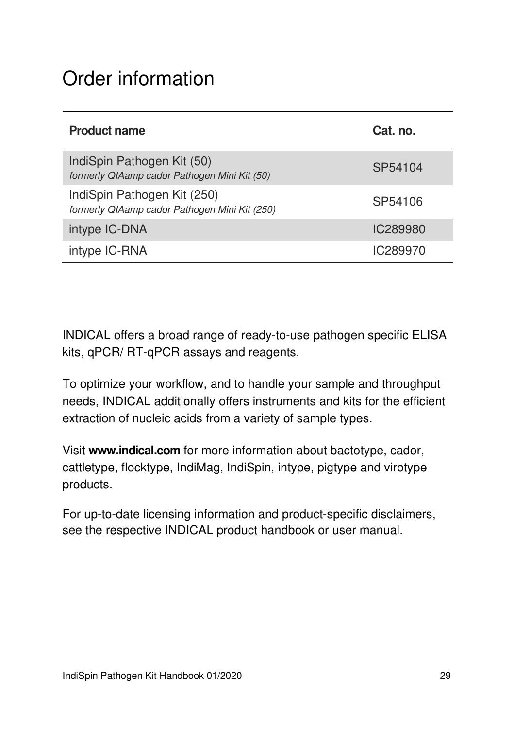# Order information

| Product name | Cat. no. |
|---|---|
| IndiSpin Pathogen Kit (50)<br>*formerly QIAamp cador Pathogen Mini Kit (50)* | SP54104 |
| IndiSpin Pathogen Kit (250)<br>*formerly QIAamp cador Pathogen Mini Kit (250)* | SP54106 |
| intype IC-DNA | IC289980 |
| intype IC-RNA | IC289970 |

INDICAL offers a broad range of ready-to-use pathogen specific ELISA kits, qPCR/ RT-qPCR assays and reagents.

To optimize your workflow, and to handle your sample and throughput needs, INDICAL additionally offers instruments and kits for the efficient extraction of nucleic acids from a variety of sample types.

Visit **www.indical.com** for more information about bactotype, cador, cattletype, flocktype, IndiMag, IndiSpin, intype, pigtype and virotype products.

For up-to-date licensing information and product-specific disclaimers, see the respective INDICAL product handbook or user manual.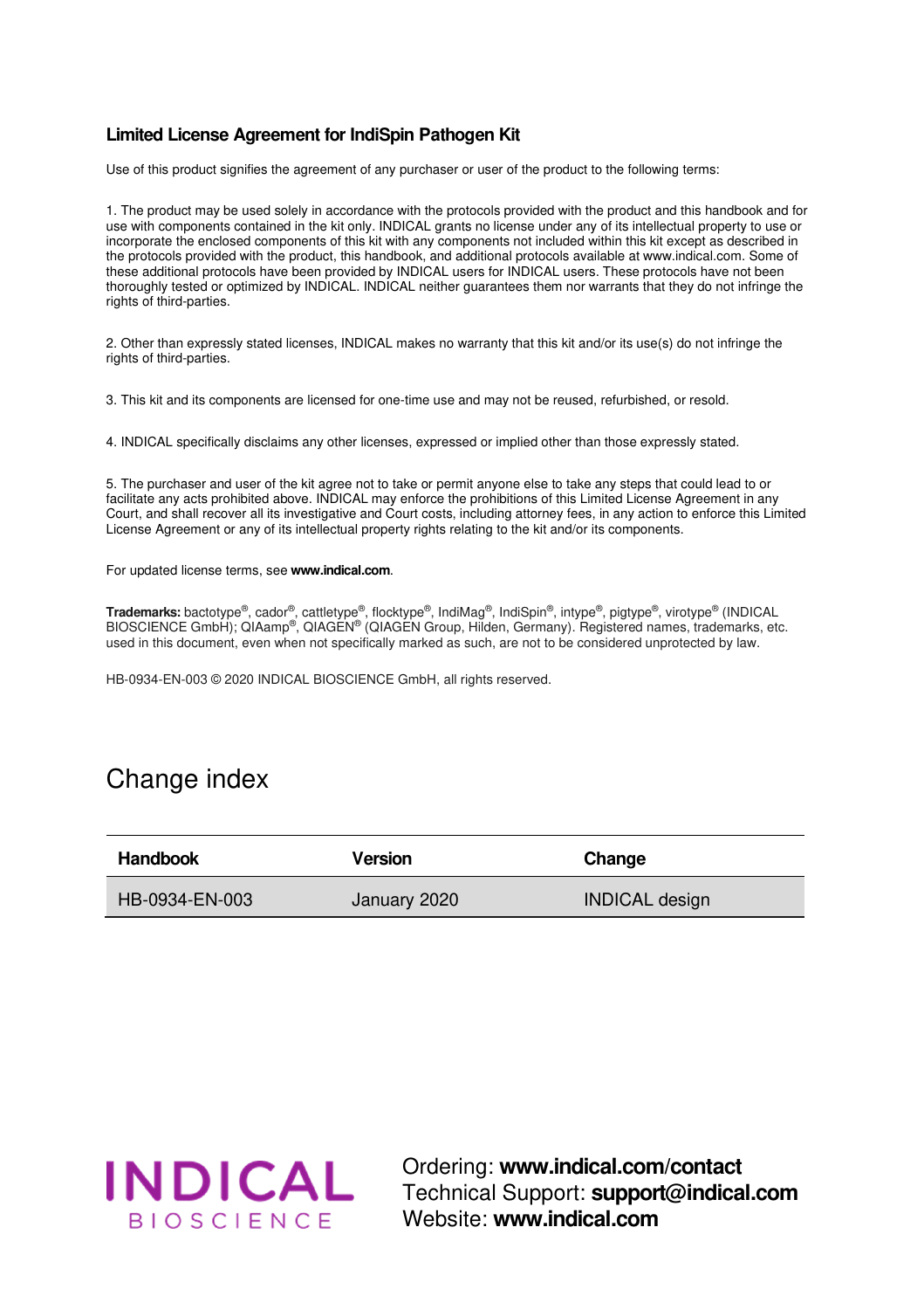## Limited License Agreement for IndiSpin Pathogen Kit

Use of this product signifies the agreement of any purchaser or user of the product to the following terms:

1. The product may be used solely in accordance with the protocols provided with the product and this handbook and for use with components contained in the kit only. INDICAL grants no license under any of its intellectual property to use or incorporate the enclosed components of this kit with any components not included within this kit except as described in the protocols provided with the product, this handbook, and additional protocols available at www.indical.com. Some of these additional protocols have been provided by INDICAL users for INDICAL users. These protocols have not been thoroughly tested or optimized by INDICAL. INDICAL neither guarantees them nor warrants that they do not infringe the rights of third-parties.

2. Other than expressly stated licenses, INDICAL makes no warranty that this kit and/or its use(s) do not infringe the rights of third-parties.

3. This kit and its components are licensed for one-time use and may not be reused, refurbished, or resold.

4. INDICAL specifically disclaims any other licenses, expressed or implied other than those expressly stated.

5. The purchaser and user of the kit agree not to take or permit anyone else to take any steps that could lead to or facilitate any acts prohibited above. INDICAL may enforce the prohibitions of this Limited License Agreement in any Court, and shall recover all its investigative and Court costs, including attorney fees, in any action to enforce this Limited License Agreement or any of its intellectual property rights relating to the kit and/or its components.

For updated license terms, see **www.indical.com**.

**Trademarks:** bactotype®, cador®, cattletype®, flocktype®, IndiMag®, IndiSpin®, intype®, pigtype®, virotype® (INDICAL BIOSCIENCE GmbH); QIAamp®, QIAGEN® (QIAGEN Group, Hilden, Germany). Registered names, trademarks, etc. used in this document, even when not specifically marked as such, are not to be considered unprotected by law.

HB-0934-EN-003 © 2020 INDICAL BIOSCIENCE GmbH, all rights reserved.

# Change index

| Handbook | Version | Change |
|---|---|---|
| HB-0934-EN-003 | January 2020 | INDICAL design |

INDICAL BIOSCIENCE

Ordering: **www.indical.com/contact**
Technical Support: **support@indical.com**
Website: **www.indical.com**